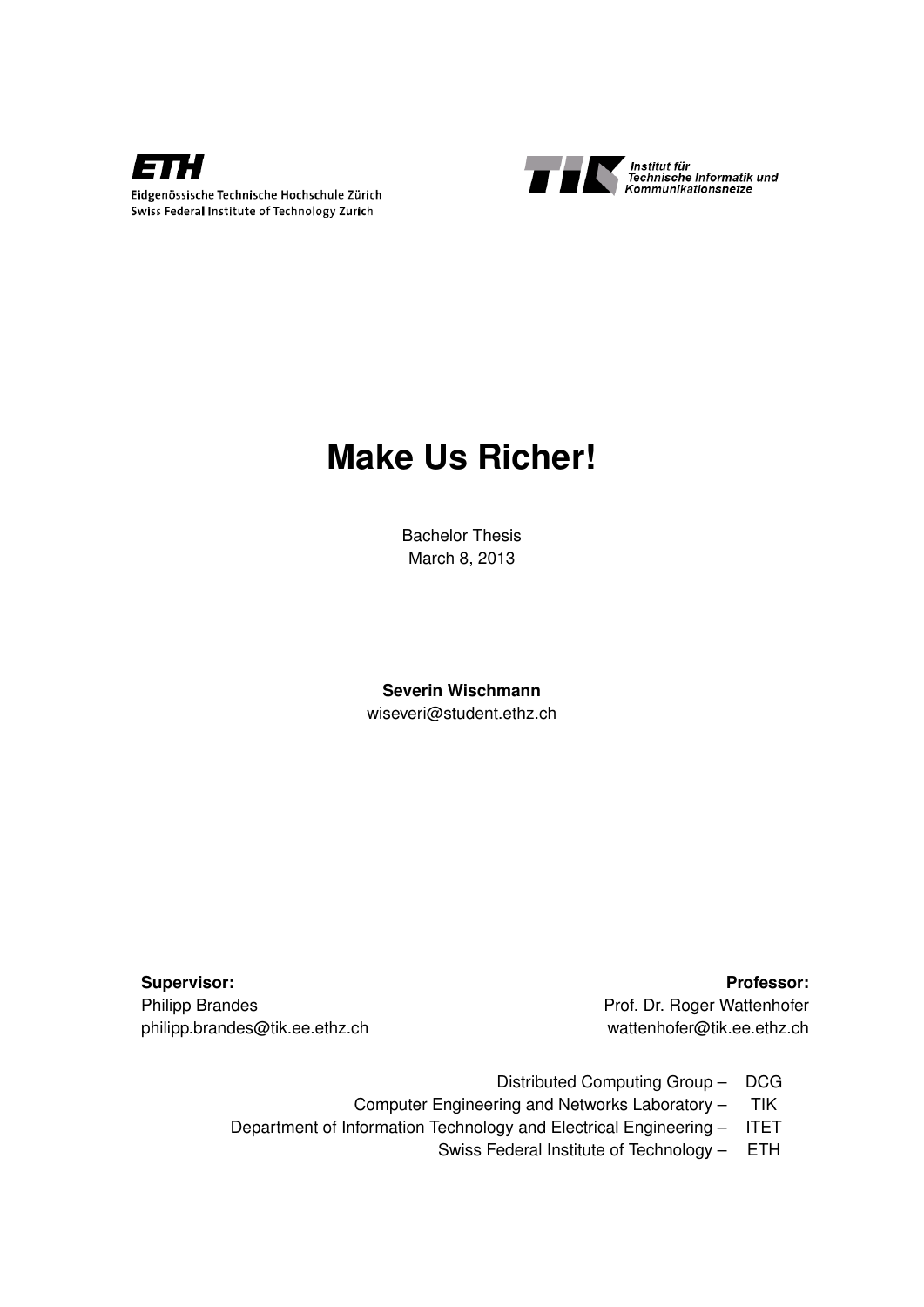Eidgenössische Technische Hochschule Zürich
Swiss Federal Institute of Technology Zurich

Institut für
Technische Informatik und
Kommunikationsnetze

# Make Us Richer!

Bachelor Thesis
March 8, 2013

**Severin Wischmann**
wiseveri@student.ethz.ch

**Supervisor:**
Philipp Brandes
philipp.brandes@tik.ee.ethz.ch

**Professor:**
Prof. Dr. Roger Wattenhofer
wattenhofer@tik.ee.ethz.ch

Distributed Computing Group – DCG
Computer Engineering and Networks Laboratory – TIK
Department of Information Technology and Electrical Engineering – ITET
Swiss Federal Institute of Technology – ETH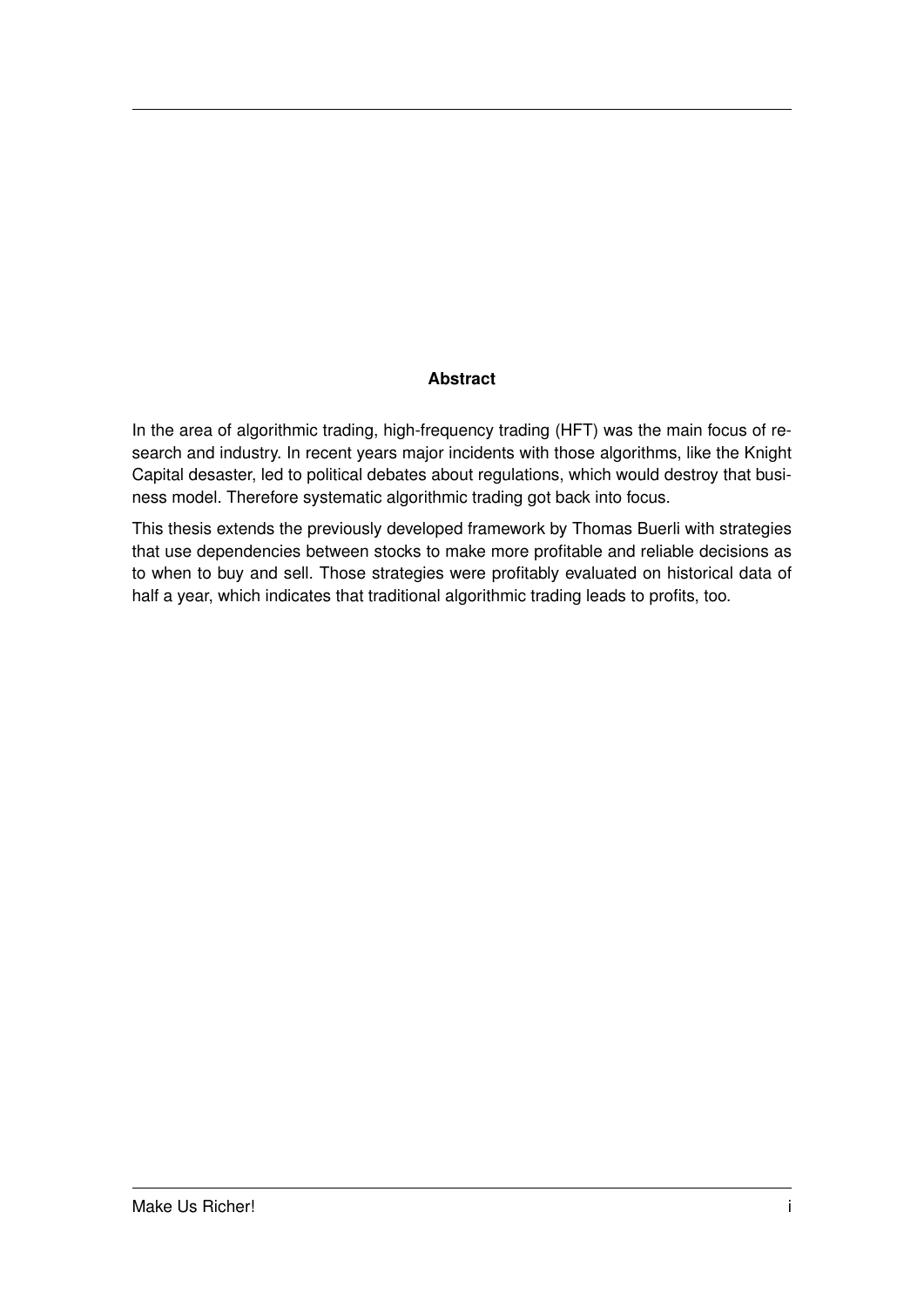## Abstract

In the area of algorithmic trading, high-frequency trading (HFT) was the main focus of research and industry. In recent years major incidents with those algorithms, like the Knight Capital desaster, led to political debates about regulations, which would destroy that business model. Therefore systematic algorithmic trading got back into focus.

This thesis extends the previously developed framework by Thomas Buerli with strategies that use dependencies between stocks to make more profitable and reliable decisions as to when to buy and sell. Those strategies were profitably evaluated on historical data of half a year, which indicates that traditional algorithmic trading leads to profits, too.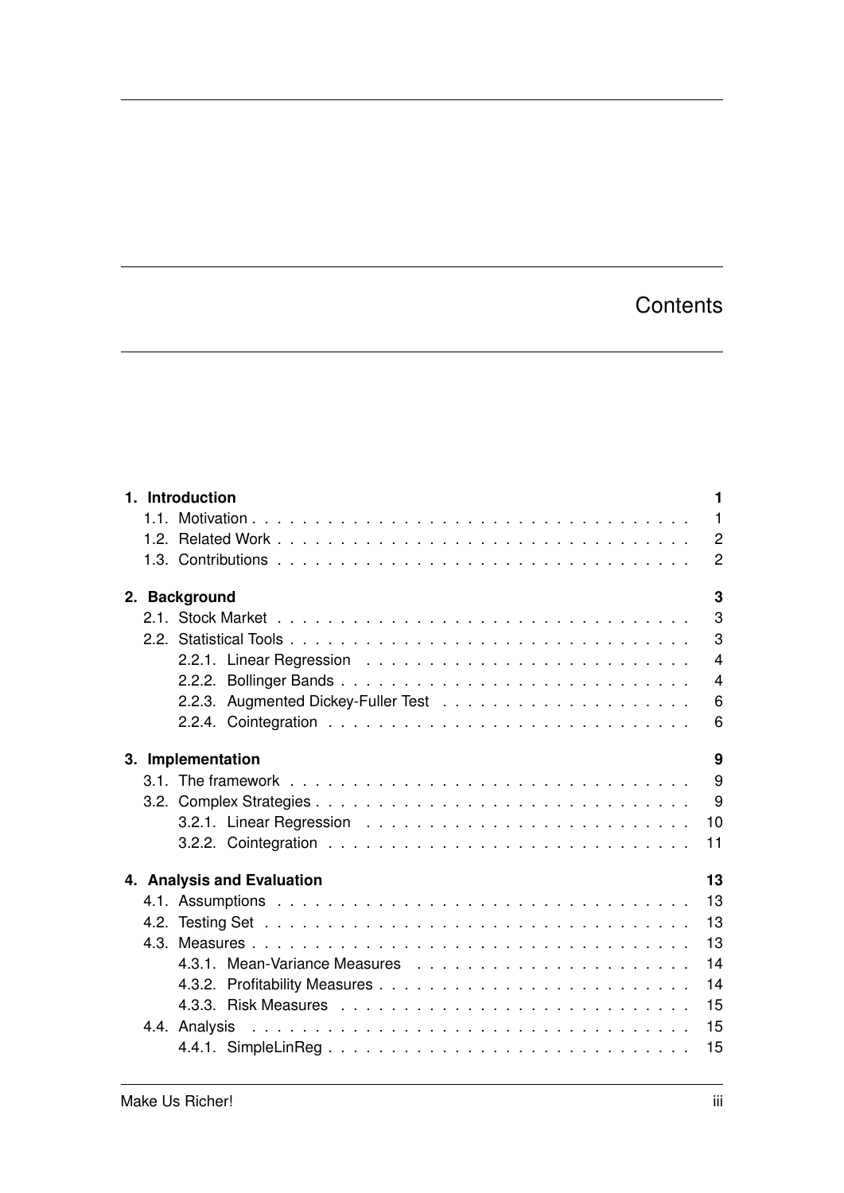# Contents

**1. Introduction** **1**
- 1.1. Motivation . . . 1
- 1.2. Related Work . . . 2
- 1.3. Contributions . . . 2

**2. Background** **3**
- 2.1. Stock Market . . . 3
- 2.2. Statistical Tools . . . 3
  - 2.2.1. Linear Regression . . . 4
  - 2.2.2. Bollinger Bands . . . 4
  - 2.2.3. Augmented Dickey-Fuller Test . . . 6
  - 2.2.4. Cointegration . . . 6

**3. Implementation** **9**
- 3.1. The framework . . . 9
- 3.2. Complex Strategies . . . 9
  - 3.2.1. Linear Regression . . . 10
  - 3.2.2. Cointegration . . . 11

**4. Analysis and Evaluation** **13**
- 4.1. Assumptions . . . 13
- 4.2. Testing Set . . . 13
- 4.3. Measures . . . 13
  - 4.3.1. Mean-Variance Measures . . . 14
  - 4.3.2. Profitability Measures . . . 14
  - 4.3.3. Risk Measures . . . 15
- 4.4. Analysis . . . 15
  - 4.4.1. SimpleLinReg . . . 15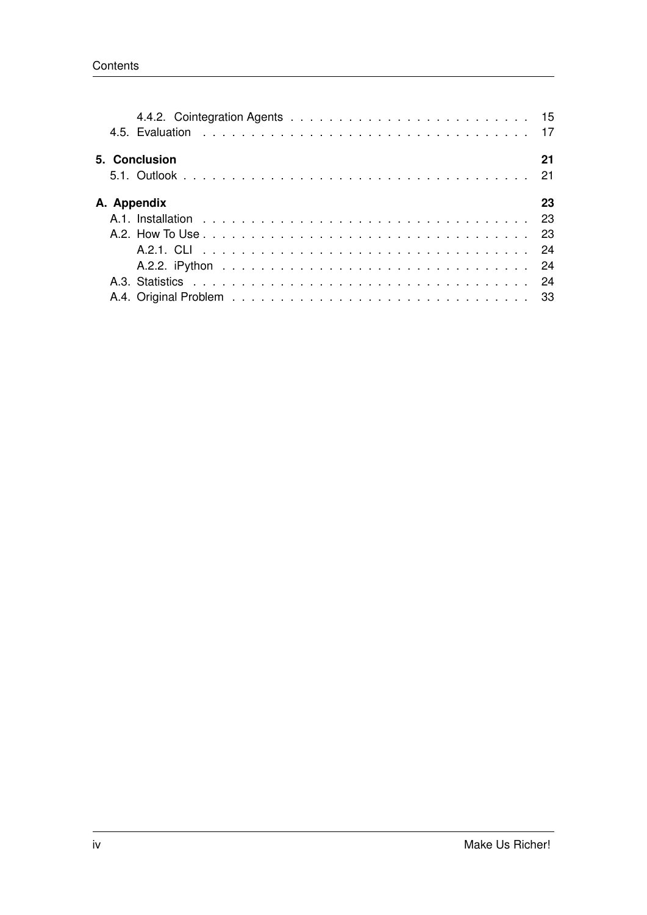4.4.2. Cointegration Agents . . . . . . . . . . . . . . . . . . . . . . . . . 15
4.5. Evaluation . . . . . . . . . . . . . . . . . . . . . . . . . . . . . . . . . 17

**5. Conclusion 21**
5.1. Outlook . . . . . . . . . . . . . . . . . . . . . . . . . . . . . . . . . . . 21

**A. Appendix 23**
A.1. Installation . . . . . . . . . . . . . . . . . . . . . . . . . . . . . . . . 23
A.2. How To Use . . . . . . . . . . . . . . . . . . . . . . . . . . . . . . . . 23
A.2.1. CLI . . . . . . . . . . . . . . . . . . . . . . . . . . . . . . . . . 24
A.2.2. iPython . . . . . . . . . . . . . . . . . . . . . . . . . . . . . . . 24
A.3. Statistics . . . . . . . . . . . . . . . . . . . . . . . . . . . . . . . . . 24
A.4. Original Problem . . . . . . . . . . . . . . . . . . . . . . . . . . . . . 33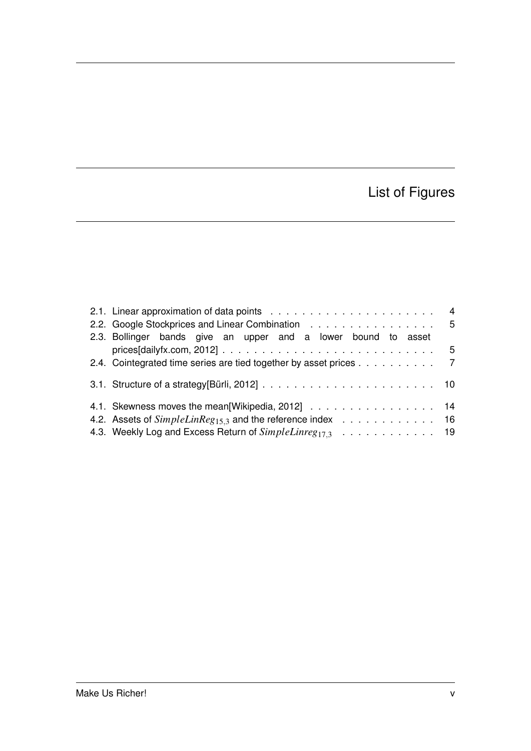# List of Figures

2.1. Linear approximation of data points . . . . . . . . . . . . . . . . . . . . . 4
2.2. Google Stockprices and Linear Combination . . . . . . . . . . . . . . . . 5
2.3. Bollinger bands give an upper and a lower bound to asset prices[dailyfx.com, 2012] . . . . . . . . . . . . . . . . . . . . . . . . . . 5
2.4. Cointegrated time series are tied together by asset prices . . . . . . . . . . 7

3.1. Structure of a strategy[Bürli, 2012] . . . . . . . . . . . . . . . . . . . . . . 10

4.1. Skewness moves the mean[Wikipedia, 2012] . . . . . . . . . . . . . . . . 14
4.2. Assets of $SimpleLinReg_{15,3}$ and the reference index . . . . . . . . . . . . 16
4.3. Weekly Log and Excess Return of $SimpleLinreg_{17,3}$ . . . . . . . . . . . . 19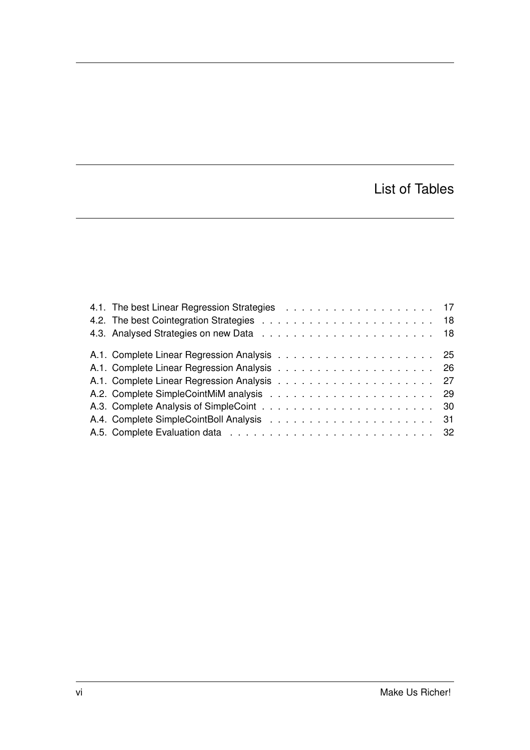# List of Tables

4.1. The best Linear Regression Strategies . . . . . . . . . . . . . . . . . . . 17
4.2. The best Cointegration Strategies . . . . . . . . . . . . . . . . . . . . . . 18
4.3. Analysed Strategies on new Data . . . . . . . . . . . . . . . . . . . . . . 18

A.1. Complete Linear Regression Analysis . . . . . . . . . . . . . . . . . . . . 25
A.1. Complete Linear Regression Analysis . . . . . . . . . . . . . . . . . . . . 26
A.1. Complete Linear Regression Analysis . . . . . . . . . . . . . . . . . . . . 27
A.2. Complete SimpleCointMiM analysis . . . . . . . . . . . . . . . . . . . . . 29
A.3. Complete Analysis of SimpleCoint . . . . . . . . . . . . . . . . . . . . . . 30
A.4. Complete SimpleCointBoll Analysis . . . . . . . . . . . . . . . . . . . . . 31
A.5. Complete Evaluation data . . . . . . . . . . . . . . . . . . . . . . . . . . 32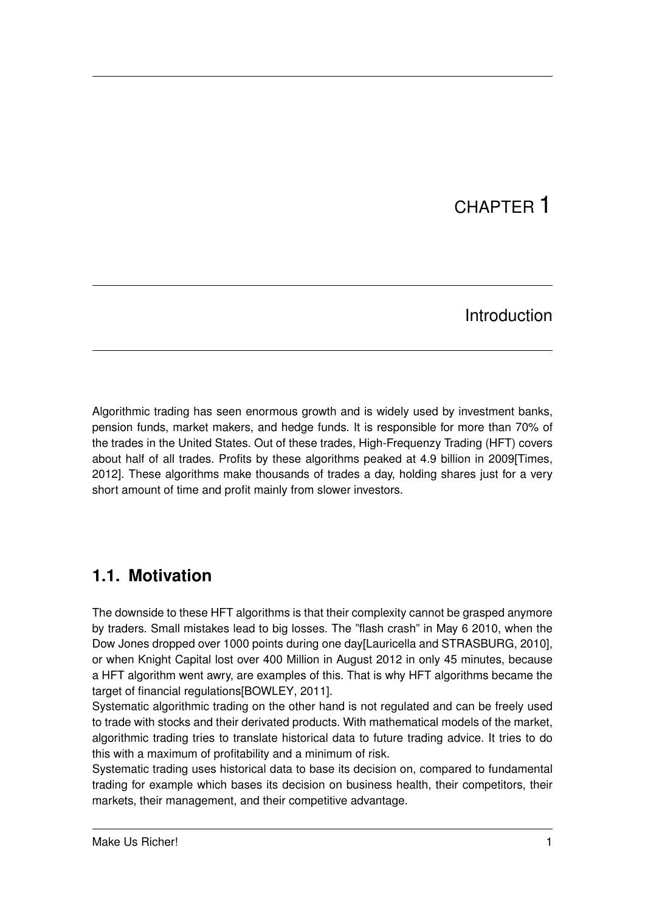# CHAPTER 1

# Introduction

Algorithmic trading has seen enormous growth and is widely used by investment banks, pension funds, market makers, and hedge funds. It is responsible for more than 70% of the trades in the United States. Out of these trades, High-Frequenzy Trading (HFT) covers about half of all trades. Profits by these algorithms peaked at 4.9 billion in 2009[Times, 2012]. These algorithms make thousands of trades a day, holding shares just for a very short amount of time and profit mainly from slower investors.

## 1.1. Motivation

The downside to these HFT algorithms is that their complexity cannot be grasped anymore by traders. Small mistakes lead to big losses. The "flash crash" in May 6 2010, when the Dow Jones dropped over 1000 points during one day[Lauricella and STRASBURG, 2010], or when Knight Capital lost over 400 Million in August 2012 in only 45 minutes, because a HFT algorithm went awry, are examples of this. That is why HFT algorithms became the target of financial regulations[BOWLEY, 2011].

Systematic algorithmic trading on the other hand is not regulated and can be freely used to trade with stocks and their derivated products. With mathematical models of the market, algorithmic trading tries to translate historical data to future trading advice. It tries to do this with a maximum of profitability and a minimum of risk.

Systematic trading uses historical data to base its decision on, compared to fundamental trading for example which bases its decision on business health, their competitors, their markets, their management, and their competitive advantage.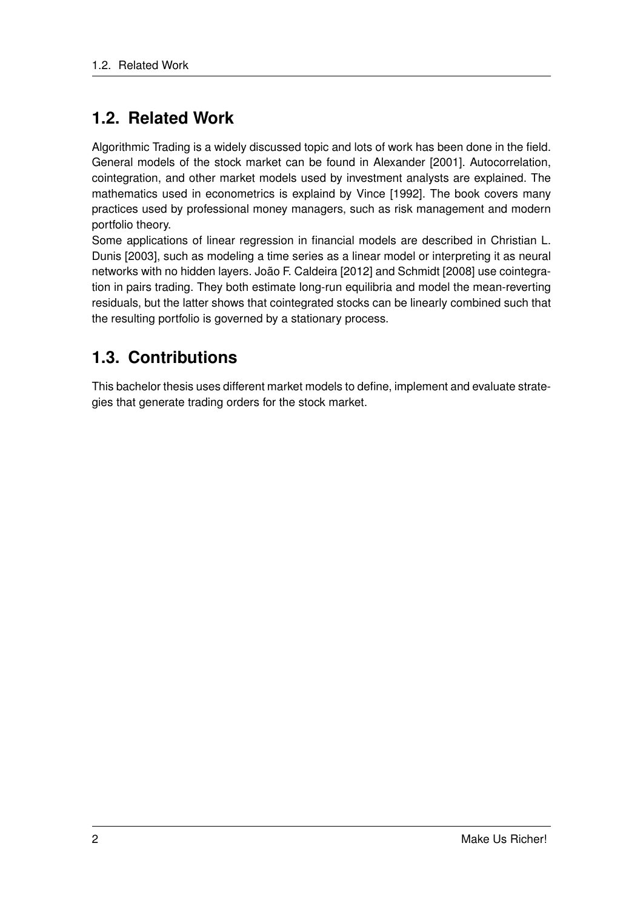## 1.2. Related Work

Algorithmic Trading is a widely discussed topic and lots of work has been done in the field. General models of the stock market can be found in Alexander [2001]. Autocorrelation, cointegration, and other market models used by investment analysts are explained. The mathematics used in econometrics is explaind by Vince [1992]. The book covers many practices used by professional money managers, such as risk management and modern portfolio theory.

Some applications of linear regression in financial models are described in Christian L. Dunis [2003], such as modeling a time series as a linear model or interpreting it as neural networks with no hidden layers. João F. Caldeira [2012] and Schmidt [2008] use cointegration in pairs trading. They both estimate long-run equilibria and model the mean-reverting residuals, but the latter shows that cointegrated stocks can be linearly combined such that the resulting portfolio is governed by a stationary process.

## 1.3. Contributions

This bachelor thesis uses different market models to define, implement and evaluate strategies that generate trading orders for the stock market.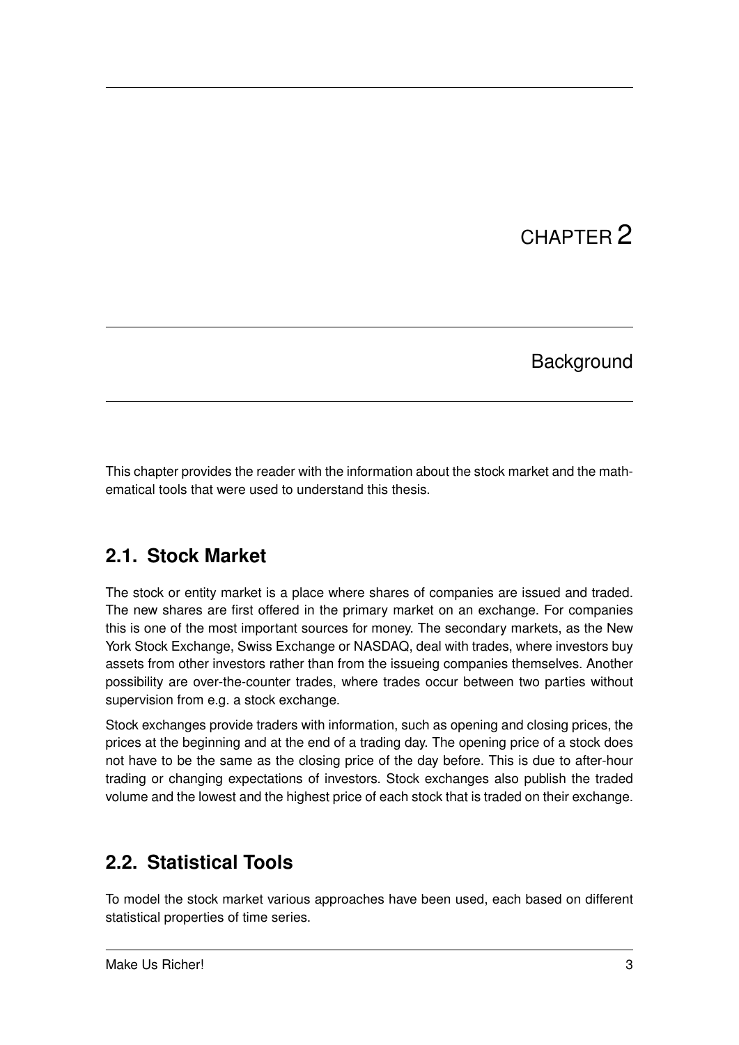# CHAPTER 2

# Background

This chapter provides the reader with the information about the stock market and the mathematical tools that were used to understand this thesis.

## 2.1. Stock Market

The stock or entity market is a place where shares of companies are issued and traded. The new shares are first offered in the primary market on an exchange. For companies this is one of the most important sources for money. The secondary markets, as the New York Stock Exchange, Swiss Exchange or NASDAQ, deal with trades, where investors buy assets from other investors rather than from the issueing companies themselves. Another possibility are over-the-counter trades, where trades occur between two parties without supervision from e.g. a stock exchange.

Stock exchanges provide traders with information, such as opening and closing prices, the prices at the beginning and at the end of a trading day. The opening price of a stock does not have to be the same as the closing price of the day before. This is due to after-hour trading or changing expectations of investors. Stock exchanges also publish the traded volume and the lowest and the highest price of each stock that is traded on their exchange.

## 2.2. Statistical Tools

To model the stock market various approaches have been used, each based on different statistical properties of time series.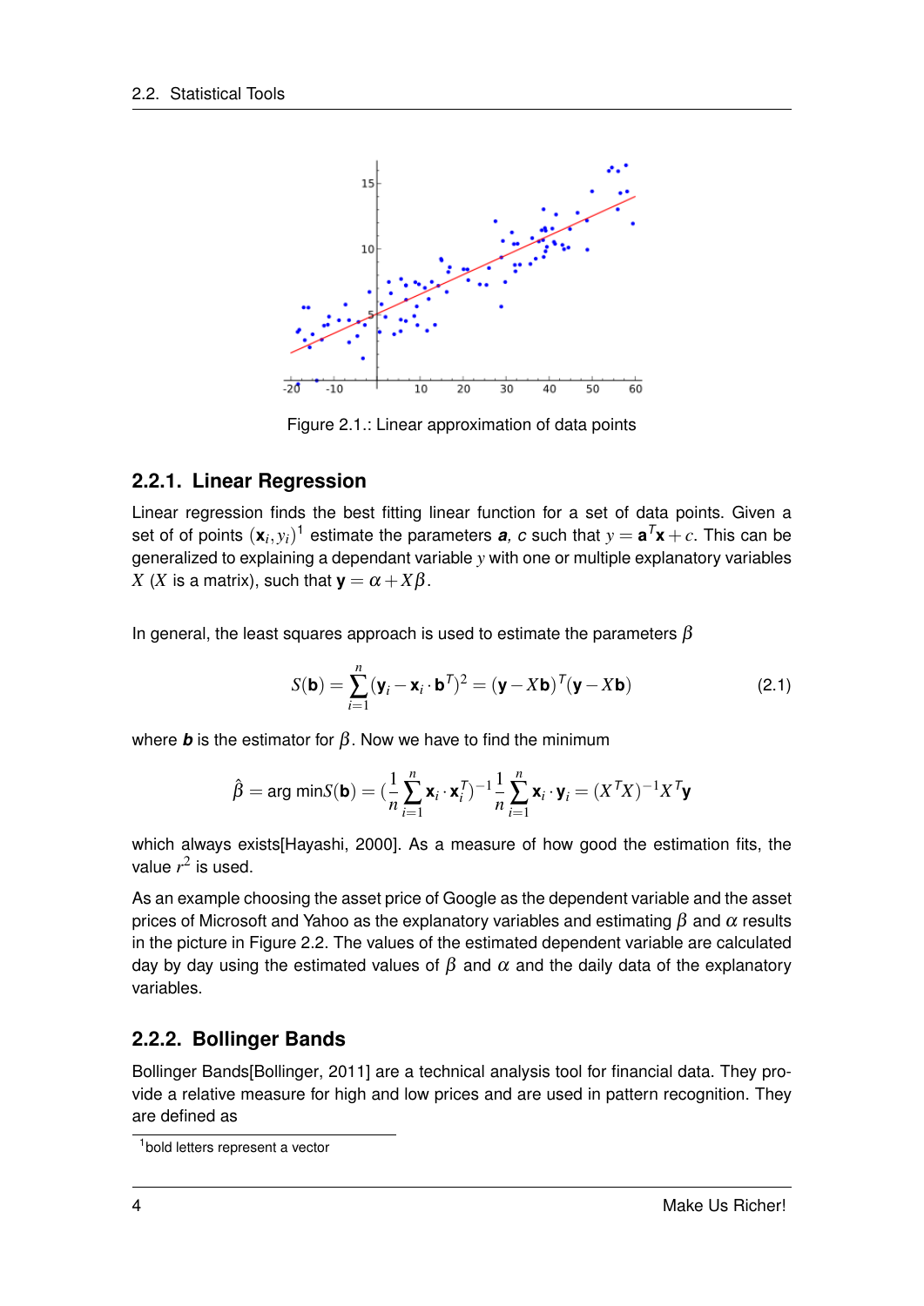Figure 2.1.: Linear approximation of data points

### 2.2.1. Linear Regression

Linear regression finds the best fitting linear function for a set of data points. Given a set of of points $(\mathbf{x}_i, y_i)$[1] estimate the parameters $\mathbf{a}$, $c$ such that $y = \mathbf{a}^T\mathbf{x} + c$. This can be generalized to explaining a dependant variable $y$ with one or multiple explanatory variables $X$ ($X$ is a matrix), such that $\mathbf{y} = \alpha + X\beta$.

In general, the least squares approach is used to estimate the parameters $\beta$

$$S(\mathbf{b}) = \sum_{i=1}^{n} (\mathbf{y}_i - \mathbf{x}_i \cdot \mathbf{b}^T)^2 = (\mathbf{y} - X\mathbf{b})^T(\mathbf{y} - X\mathbf{b}) \tag{2.1}$$

where $\mathbf{b}$ is the estimator for $\beta$. Now we have to find the minimum

$$\hat{\beta} = \arg\min S(\mathbf{b}) = (\frac{1}{n}\sum_{i=1}^{n} \mathbf{x}_i \cdot \mathbf{x}_i^T)^{-1} \frac{1}{n}\sum_{i=1}^{n} \mathbf{x}_i \cdot \mathbf{y}_i = (X^TX)^{-1}X^T\mathbf{y}$$

which always exists[Hayashi, 2000]. As a measure of how good the estimation fits, the value $r^2$ is used.

As an example choosing the asset price of Google as the dependent variable and the asset prices of Microsoft and Yahoo as the explanatory variables and estimating $\beta$ and $\alpha$ results in the picture in Figure 2.2. The values of the estimated dependent variable are calculated day by day using the estimated values of $\beta$ and $\alpha$ and the daily data of the explanatory variables.

### 2.2.2. Bollinger Bands

Bollinger Bands[Bollinger, 2011] are a technical analysis tool for financial data. They provide a relative measure for high and low prices and are used in pattern recognition. They are defined as

[1] bold letters represent a vector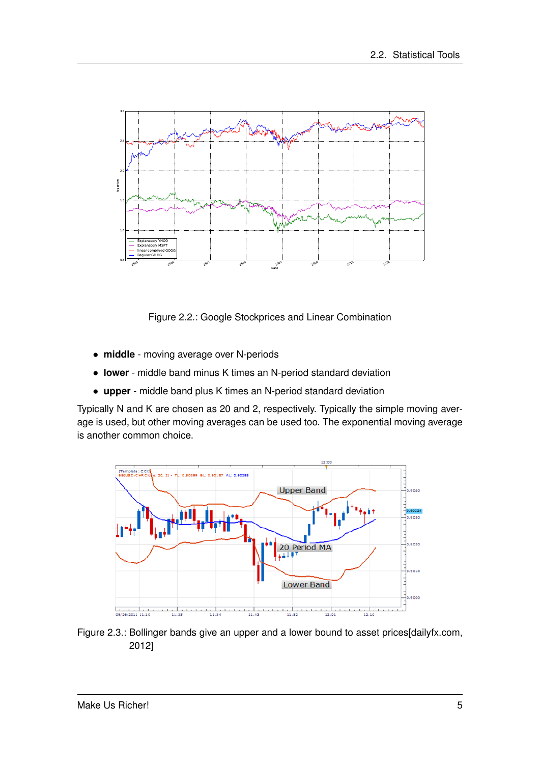Figure 2.2.: Google Stockprices and Linear Combination

- **middle** - moving average over N-periods
- **lower** - middle band minus K times an N-period standard deviation
- **upper** - middle band plus K times an N-period standard deviation

Typically N and K are chosen as 20 and 2, respectively. Typically the simple moving average is used, but other moving averages can be used too. The exponential moving average is another common choice.

Figure 2.3.: Bollinger bands give an upper and a lower bound to asset prices[dailyfx.com, 2012]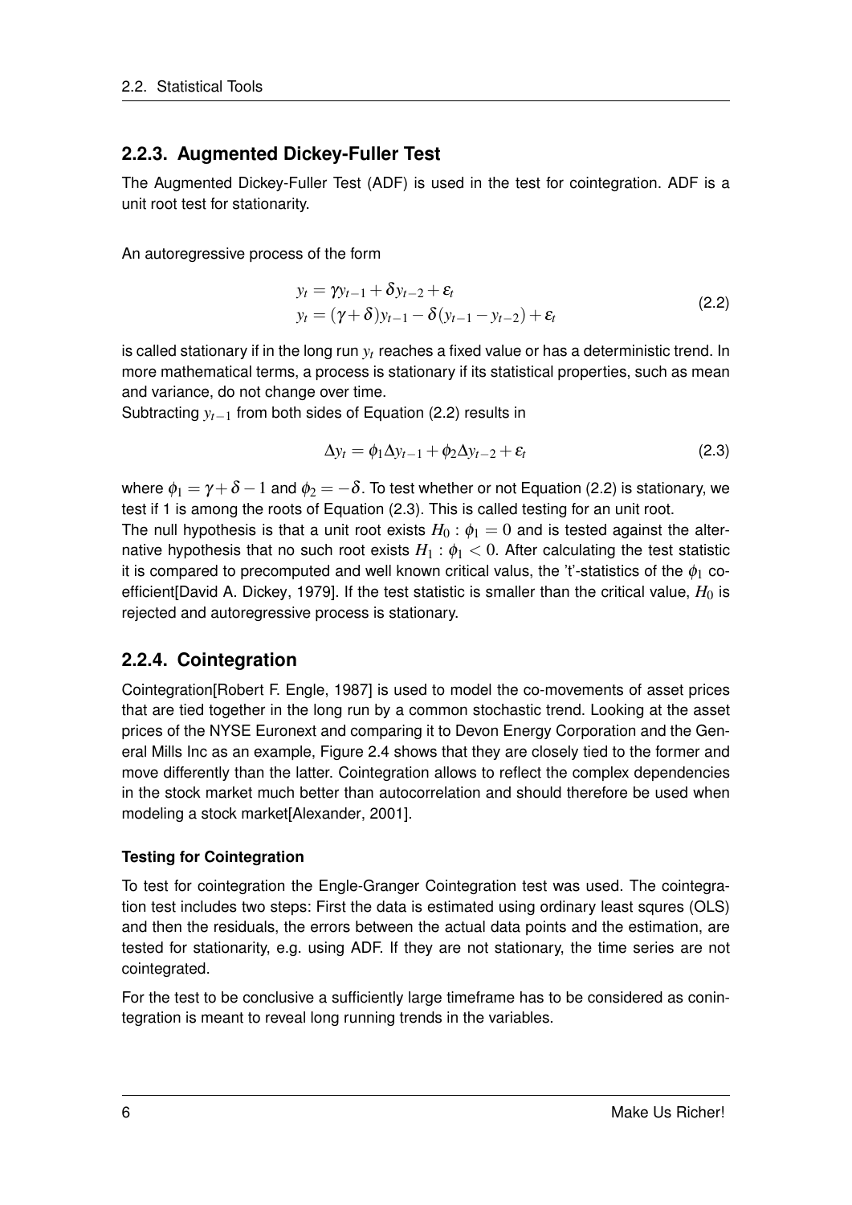### 2.2.3. Augmented Dickey-Fuller Test

The Augmented Dickey-Fuller Test (ADF) is used in the test for cointegration. ADF is a unit root test for stationarity.

An autoregressive process of the form

$$
\begin{aligned}
y_t &= \gamma y_{t-1} + \delta y_{t-2} + \varepsilon_t \\
y_t &= (\gamma + \delta) y_{t-1} - \delta (y_{t-1} - y_{t-2}) + \varepsilon_t
\end{aligned}
\tag{2.2}
$$

is called stationary if in the long run $y_t$ reaches a fixed value or has a deterministic trend. In more mathematical terms, a process is stationary if its statistical properties, such as mean and variance, do not change over time.
Subtracting $y_{t-1}$ from both sides of Equation (2.2) results in

$$
\Delta y_t = \phi_1 \Delta y_{t-1} + \phi_2 \Delta y_{t-2} + \varepsilon_t \tag{2.3}
$$

where $\phi_1 = \gamma + \delta - 1$ and $\phi_2 = -\delta$. To test whether or not Equation (2.2) is stationary, we test if 1 is among the roots of Equation (2.3). This is called testing for an unit root.
The null hypothesis is that a unit root exists $H_0 : \phi_1 = 0$ and is tested against the alternative hypothesis that no such root exists $H_1 : \phi_1 < 0$. After calculating the test statistic it is compared to precomputed and well known critical valus, the 't'-statistics of the $\phi_1$ coefficient[David A. Dickey, 1979]. If the test statistic is smaller than the critical value, $H_0$ is rejected and autoregressive process is stationary.

### 2.2.4. Cointegration

Cointegration[Robert F. Engle, 1987] is used to model the co-movements of asset prices that are tied together in the long run by a common stochastic trend. Looking at the asset prices of the NYSE Euronext and comparing it to Devon Energy Corporation and the General Mills Inc as an example, Figure 2.4 shows that they are closely tied to the former and move differently than the latter. Cointegration allows to reflect the complex dependencies in the stock market much better than autocorrelation and should therefore be used when modeling a stock market[Alexander, 2001].

#### Testing for Cointegration

To test for cointegration the Engle-Granger Cointegration test was used. The cointegration test includes two steps: First the data is estimated using ordinary least squres (OLS) and then the residuals, the errors between the actual data points and the estimation, are tested for stationarity, e.g. using ADF. If they are not stationary, the time series are not cointegrated.

For the test to be conclusive a sufficiently large timeframe has to be considered as conintegration is meant to reveal long running trends in the variables.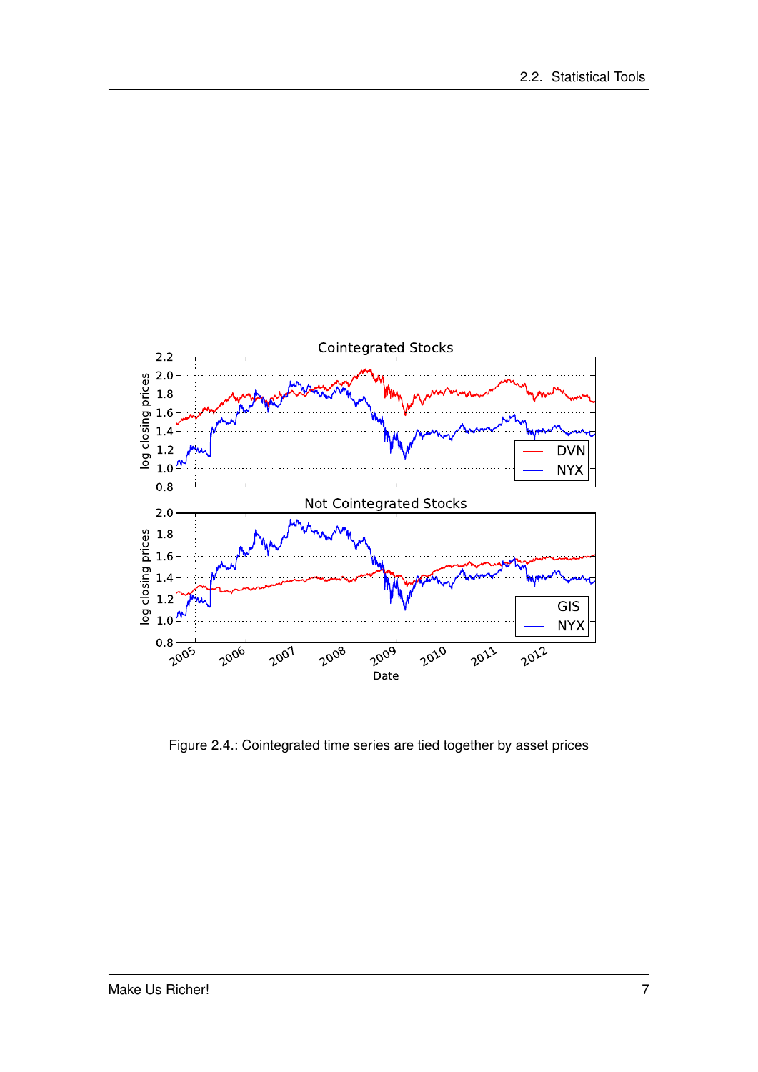Figure 2.4.: Cointegrated time series are tied together by asset prices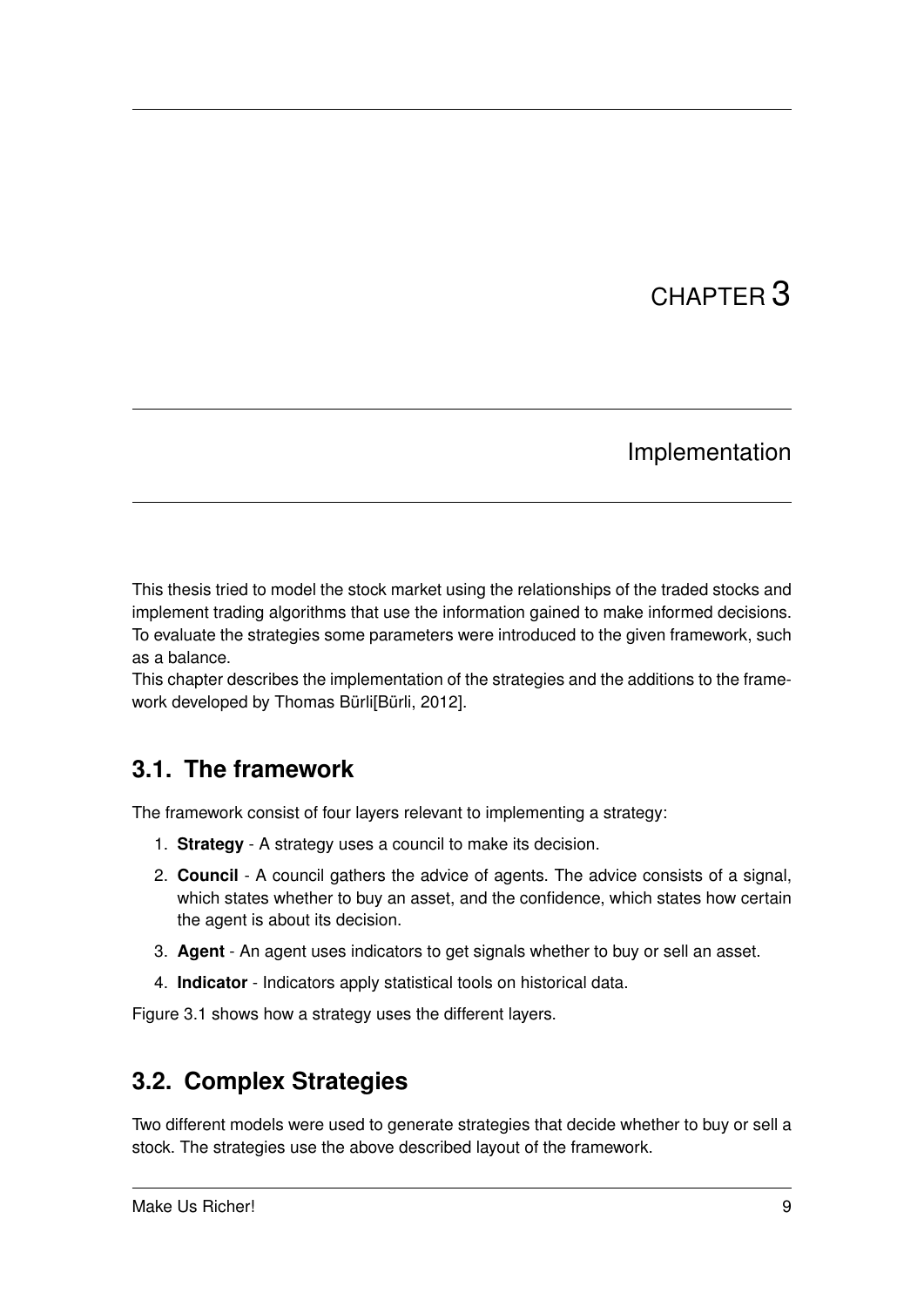# CHAPTER 3

# Implementation

This thesis tried to model the stock market using the relationships of the traded stocks and implement trading algorithms that use the information gained to make informed decisions. To evaluate the strategies some parameters were introduced to the given framework, such as a balance.

This chapter describes the implementation of the strategies and the additions to the framework developed by Thomas Bürli[Bürli, 2012].

## 3.1. The framework

The framework consist of four layers relevant to implementing a strategy:

1. **Strategy** - A strategy uses a council to make its decision.
2. **Council** - A council gathers the advice of agents. The advice consists of a signal, which states whether to buy an asset, and the confidence, which states how certain the agent is about its decision.
3. **Agent** - An agent uses indicators to get signals whether to buy or sell an asset.
4. **Indicator** - Indicators apply statistical tools on historical data.

Figure 3.1 shows how a strategy uses the different layers.

## 3.2. Complex Strategies

Two different models were used to generate strategies that decide whether to buy or sell a stock. The strategies use the above described layout of the framework.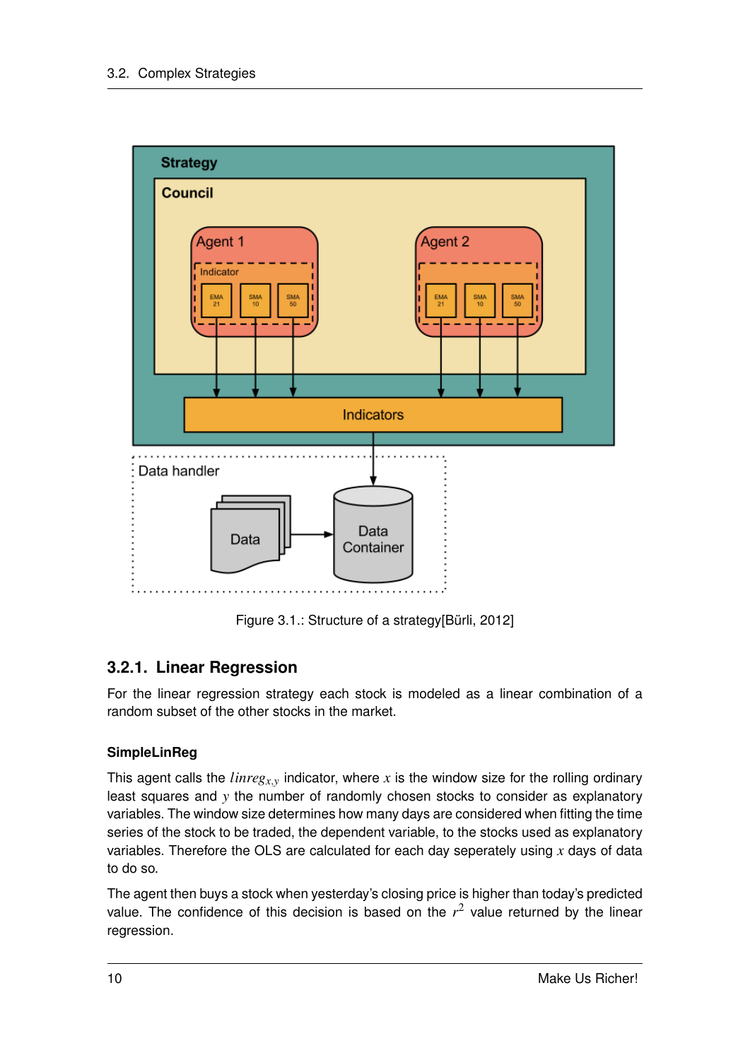Figure 3.1.: Structure of a strategy[Bürli, 2012]

### 3.2.1. Linear Regression

For the linear regression strategy each stock is modeled as a linear combination of a random subset of the other stocks in the market.

#### SimpleLinReg

This agent calls the $linreg_{x,y}$ indicator, where $x$ is the window size for the rolling ordinary least squares and $y$ the number of randomly chosen stocks to consider as explanatory variables. The window size determines how many days are considered when fitting the time series of the stock to be traded, the dependent variable, to the stocks used as explanatory variables. Therefore the OLS are calculated for each day seperately using $x$ days of data to do so.

The agent then buys a stock when yesterday's closing price is higher than today's predicted value. The confidence of this decision is based on the $r^2$ value returned by the linear regression.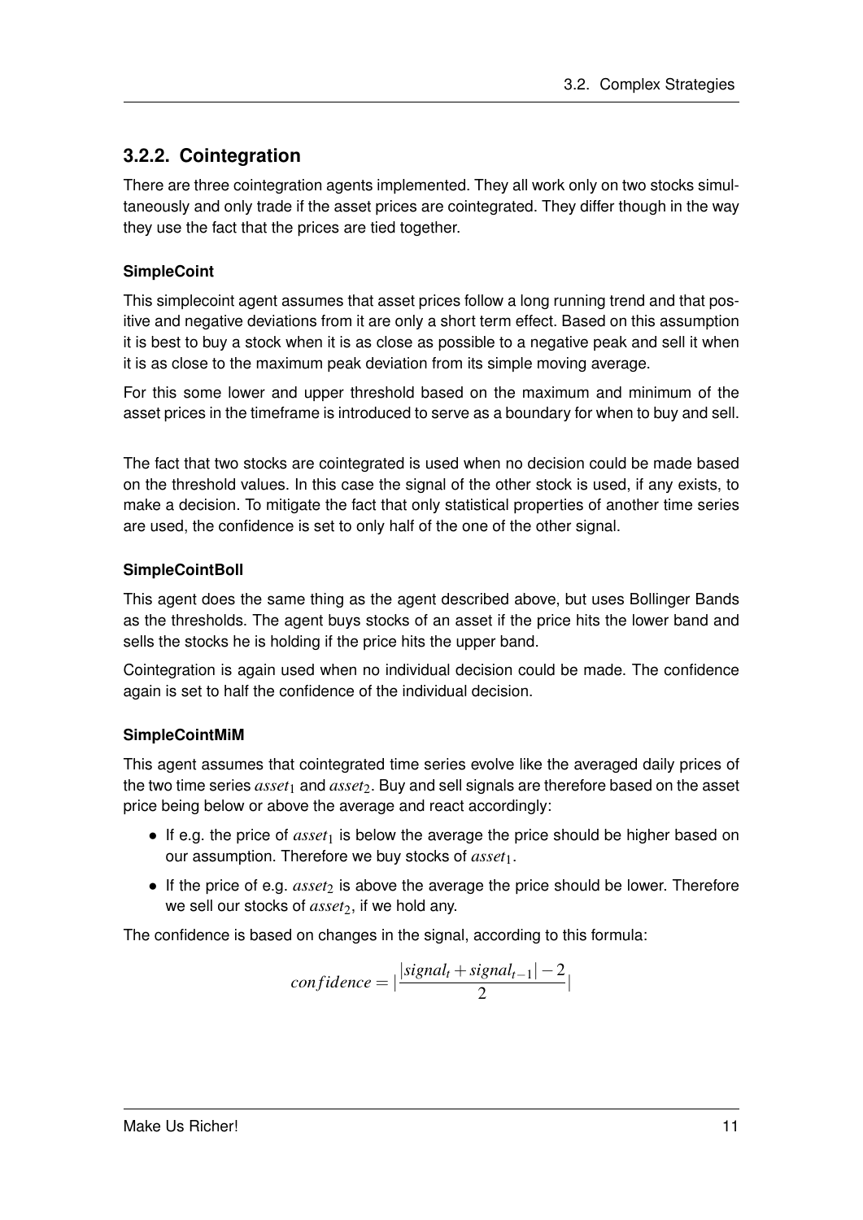### 3.2.2. Cointegration

There are three cointegration agents implemented. They all work only on two stocks simultaneously and only trade if the asset prices are cointegrated. They differ though in the way they use the fact that the prices are tied together.

#### SimpleCoint

This simplecoint agent assumes that asset prices follow a long running trend and that positive and negative deviations from it are only a short term effect. Based on this assumption it is best to buy a stock when it is as close as possible to a negative peak and sell it when it is as close to the maximum peak deviation from its simple moving average.

For this some lower and upper threshold based on the maximum and minimum of the asset prices in the timeframe is introduced to serve as a boundary for when to buy and sell.

The fact that two stocks are cointegrated is used when no decision could be made based on the threshold values. In this case the signal of the other stock is used, if any exists, to make a decision. To mitigate the fact that only statistical properties of another time series are used, the confidence is set to only half of the one of the other signal.

#### SimpleCointBoll

This agent does the same thing as the agent described above, but uses Bollinger Bands as the thresholds. The agent buys stocks of an asset if the price hits the lower band and sells the stocks he is holding if the price hits the upper band.

Cointegration is again used when no individual decision could be made. The confidence again is set to half the confidence of the individual decision.

#### SimpleCointMiM

This agent assumes that cointegrated time series evolve like the averaged daily prices of the two time series $asset_1$ and $asset_2$. Buy and sell signals are therefore based on the asset price being below or above the average and react accordingly:

- If e.g. the price of $asset_1$ is below the average the price should be higher based on our assumption. Therefore we buy stocks of $asset_1$.
- If the price of e.g. $asset_2$ is above the average the price should be lower. Therefore we sell our stocks of $asset_2$, if we hold any.

The confidence is based on changes in the signal, according to this formula:

$$confidence = \left|\frac{|signal_t + signal_{t-1}| - 2}{2}\right|$$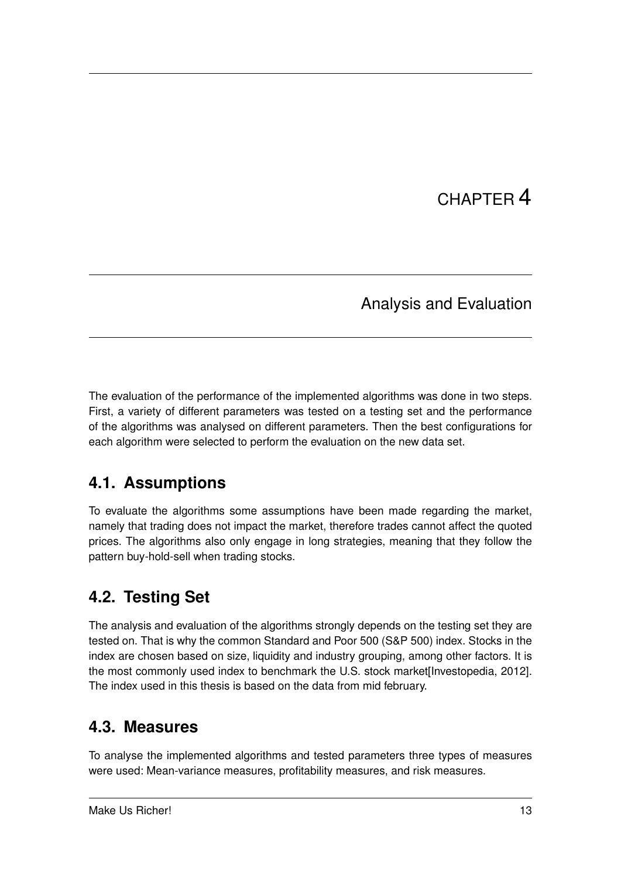# CHAPTER 4

# Analysis and Evaluation

The evaluation of the performance of the implemented algorithms was done in two steps. First, a variety of different parameters was tested on a testing set and the performance of the algorithms was analysed on different parameters. Then the best configurations for each algorithm were selected to perform the evaluation on the new data set.

## 4.1. Assumptions

To evaluate the algorithms some assumptions have been made regarding the market, namely that trading does not impact the market, therefore trades cannot affect the quoted prices. The algorithms also only engage in long strategies, meaning that they follow the pattern buy-hold-sell when trading stocks.

## 4.2. Testing Set

The analysis and evaluation of the algorithms strongly depends on the testing set they are tested on. That is why the common Standard and Poor 500 (S&P 500) index. Stocks in the index are chosen based on size, liquidity and industry grouping, among other factors. It is the most commonly used index to benchmark the U.S. stock market[Investopedia, 2012]. The index used in this thesis is based on the data from mid february.

## 4.3. Measures

To analyse the implemented algorithms and tested parameters three types of measures were used: Mean-variance measures, profitability measures, and risk measures.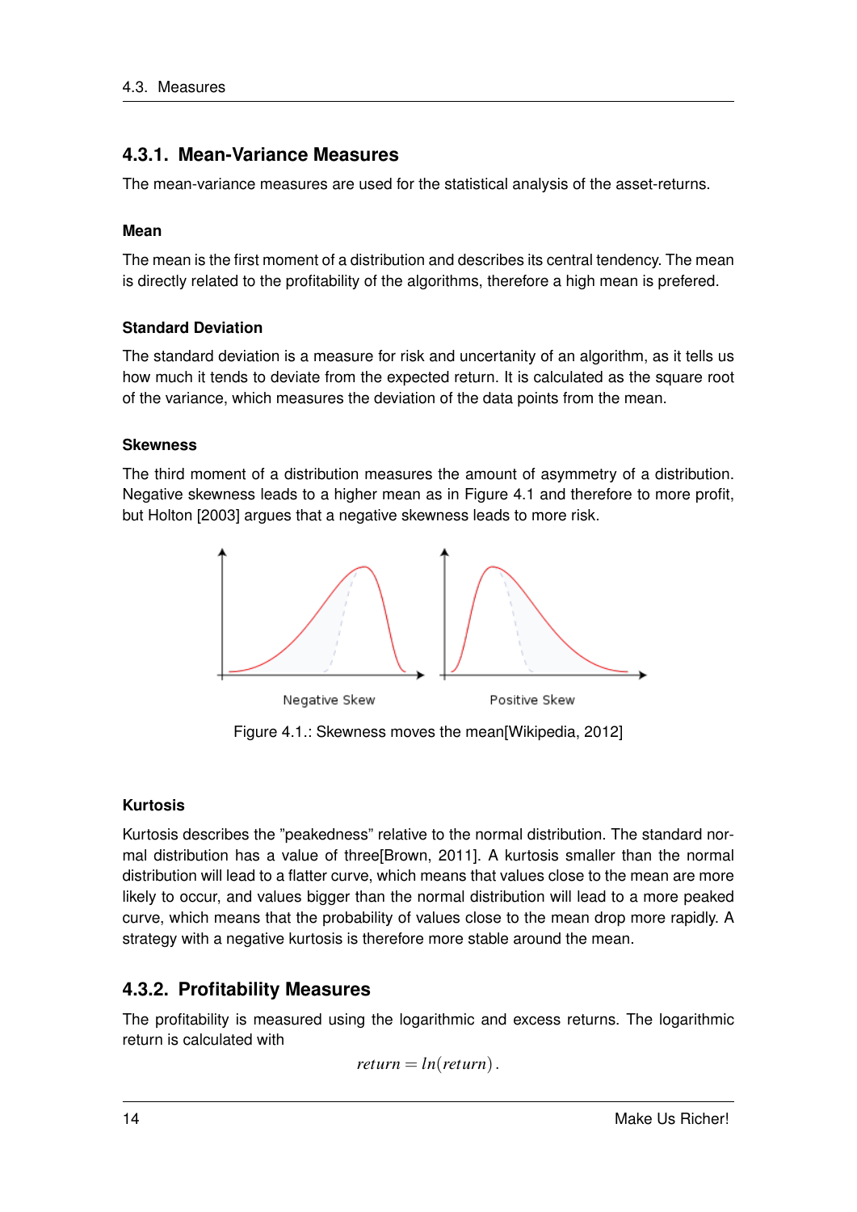### 4.3.1. Mean-Variance Measures

The mean-variance measures are used for the statistical analysis of the asset-returns.

#### Mean

The mean is the first moment of a distribution and describes its central tendency. The mean is directly related to the profitability of the algorithms, therefore a high mean is prefered.

#### Standard Deviation

The standard deviation is a measure for risk and uncertanity of an algorithm, as it tells us how much it tends to deviate from the expected return. It is calculated as the square root of the variance, which measures the deviation of the data points from the mean.

#### Skewness

The third moment of a distribution measures the amount of asymmetry of a distribution. Negative skewness leads to a higher mean as in Figure 4.1 and therefore to more profit, but Holton [2003] argues that a negative skewness leads to more risk.

Negative Skew     Positive Skew

Figure 4.1.: Skewness moves the mean[Wikipedia, 2012]

#### Kurtosis

Kurtosis describes the "peakedness" relative to the normal distribution. The standard normal distribution has a value of three[Brown, 2011]. A kurtosis smaller than the normal distribution will lead to a flatter curve, which means that values close to the mean are more likely to occur, and values bigger than the normal distribution will lead to a more peaked curve, which means that the probability of values close to the mean drop more rapidly. A strategy with a negative kurtosis is therefore more stable around the mean.

### 4.3.2. Profitability Measures

The profitability is measured using the logarithmic and excess returns. The logarithmic return is calculated with

$$return = ln(return).$$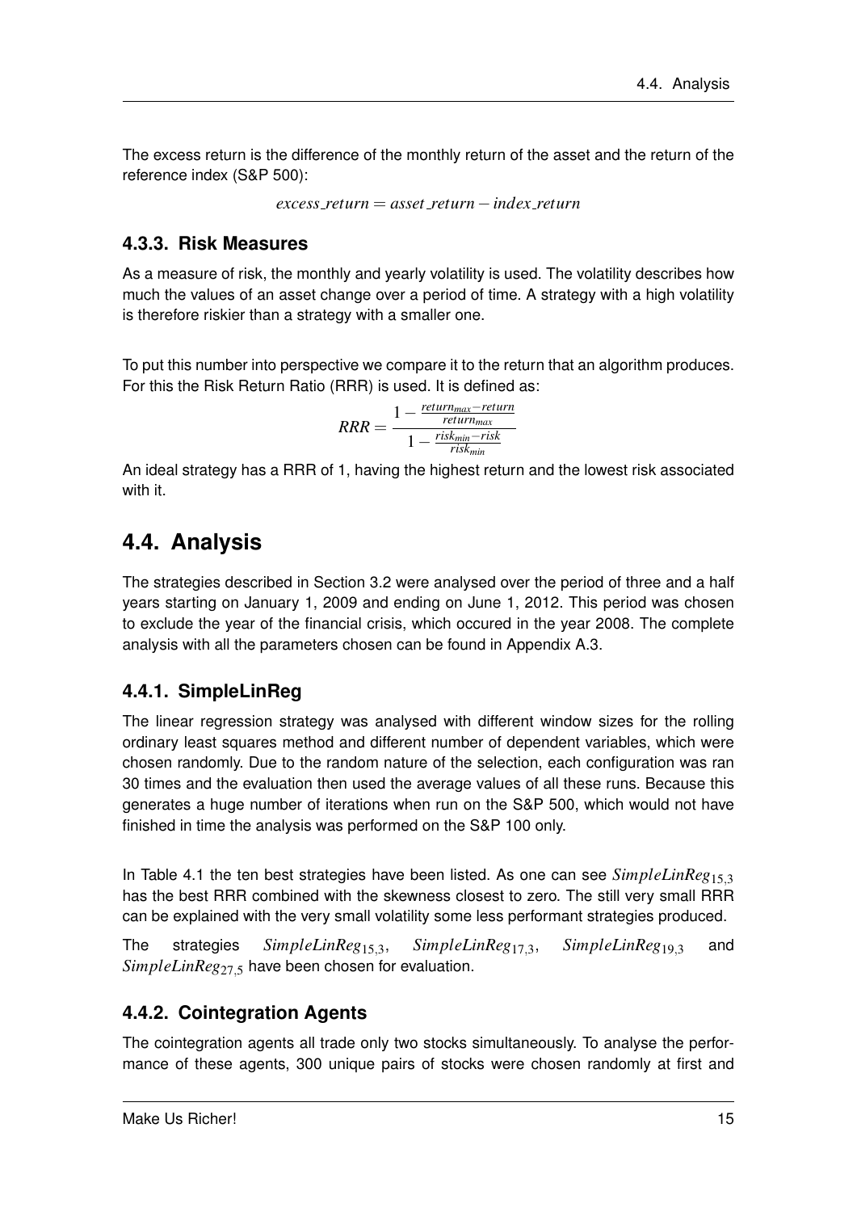The excess return is the difference of the monthly return of the asset and the return of the reference index (S&P 500):

$$excess\_return = asset\_return - index\_return$$

### 4.3.3. Risk Measures

As a measure of risk, the monthly and yearly volatility is used. The volatility describes how much the values of an asset change over a period of time. A strategy with a high volatility is therefore riskier than a strategy with a smaller one.

To put this number into perspective we compare it to the return that an algorithm produces. For this the Risk Return Ratio (RRR) is used. It is defined as:

$$RRR = \frac{1 - \frac{return_{max} - return}{return_{max}}}{1 - \frac{risk_{min} - risk}{risk_{min}}}$$

An ideal strategy has a RRR of 1, having the highest return and the lowest risk associated with it.

## 4.4. Analysis

The strategies described in Section 3.2 were analysed over the period of three and a half years starting on January 1, 2009 and ending on June 1, 2012. This period was chosen to exclude the year of the financial crisis, which occured in the year 2008. The complete analysis with all the parameters chosen can be found in Appendix A.3.

### 4.4.1. SimpleLinReg

The linear regression strategy was analysed with different window sizes for the rolling ordinary least squares method and different number of dependent variables, which were chosen randomly. Due to the random nature of the selection, each configuration was ran 30 times and the evaluation then used the average values of all these runs. Because this generates a huge number of iterations when run on the S&P 500, which would not have finished in time the analysis was performed on the S&P 100 only.

In Table 4.1 the ten best strategies have been listed. As one can see $SimpleLinReg_{15,3}$ has the best RRR combined with the skewness closest to zero. The still very small RRR can be explained with the very small volatility some less performant strategies produced.

The strategies $SimpleLinReg_{15,3}$, $SimpleLinReg_{17,3}$, $SimpleLinReg_{19,3}$ and $SimpleLinReg_{27,5}$ have been chosen for evaluation.

### 4.4.2. Cointegration Agents

The cointegration agents all trade only two stocks simultaneously. To analyse the performance of these agents, 300 unique pairs of stocks were chosen randomly at first and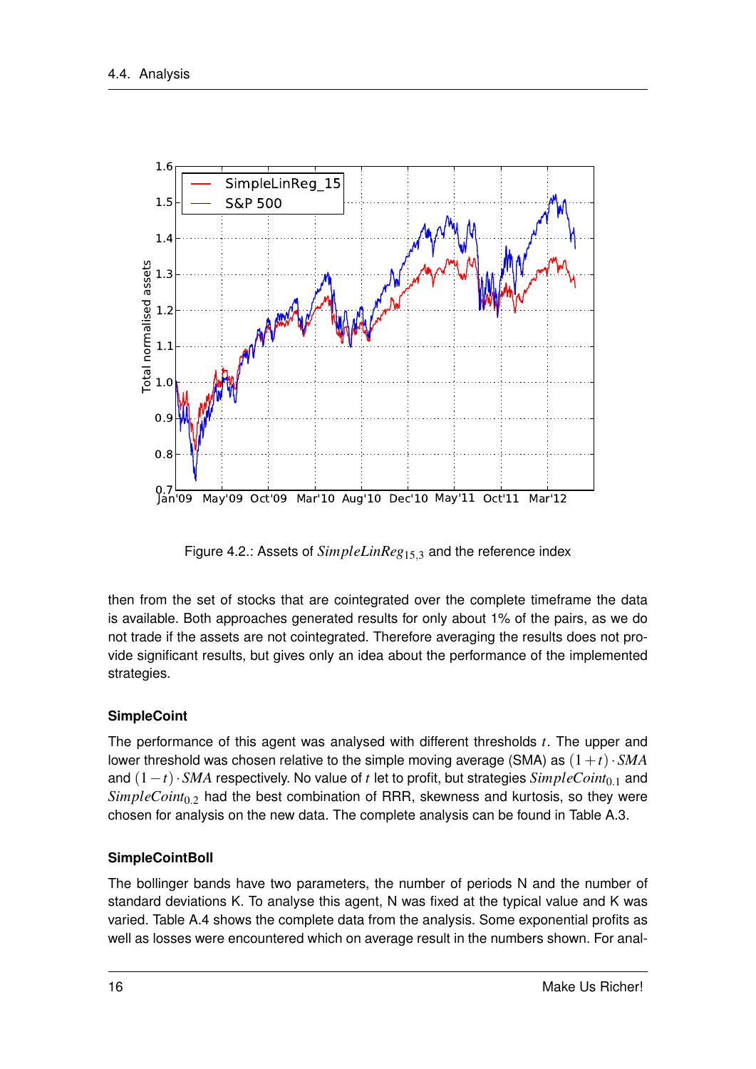Figure 4.2.: Assets of $SimpleLinReg_{15,3}$ and the reference index

then from the set of stocks that are cointegrated over the complete timeframe the data is available. Both approaches generated results for only about 1% of the pairs, as we do not trade if the assets are not cointegrated. Therefore averaging the results does not provide significant results, but gives only an idea about the performance of the implemented strategies.

### SimpleCoint

The performance of this agent was analysed with different thresholds $t$. The upper and lower threshold was chosen relative to the simple moving average (SMA) as $(1+t) \cdot SMA$ and $(1-t) \cdot SMA$ respectively. No value of $t$ let to profit, but strategies $SimpleCoint_{0.1}$ and $SimpleCoint_{0.2}$ had the best combination of RRR, skewness and kurtosis, so they were chosen for analysis on the new data. The complete analysis can be found in Table A.3.

### SimpleCointBoll

The bollinger bands have two parameters, the number of periods N and the number of standard deviations K. To analyse this agent, N was fixed at the typical value and K was varied. Table A.4 shows the complete data from the analysis. Some exponential profits as well as losses were encountered which on average result in the numbers shown. For anal-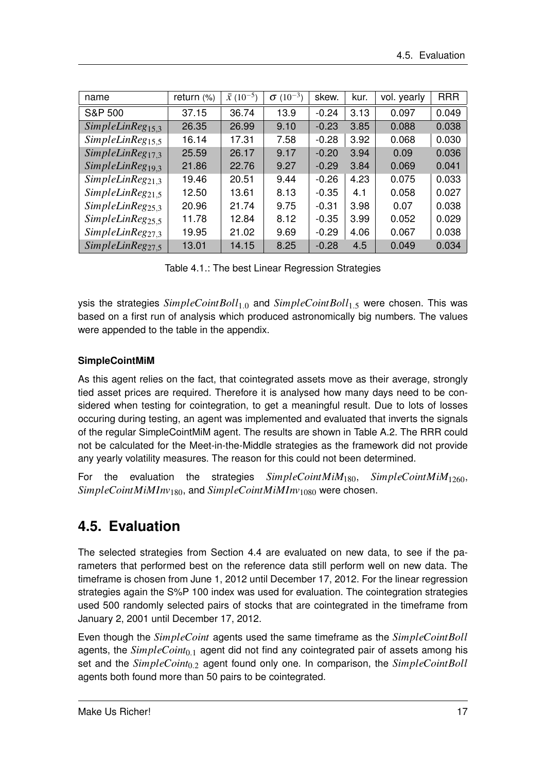| name | return (%) | $\bar{x}$ $(10^{-5})$ | $\sigma$ $(10^{-3})$ | skew. | kur. | vol. yearly | RRR |
|---|---|---|---|---|---|---|---|
| S&P 500 | 37.15 | 36.74 | 13.9 | -0.24 | 3.13 | 0.097 | 0.049 |
| $SimpleLinReg_{15,3}$ | 26.35 | 26.99 | 9.10 | -0.23 | 3.85 | 0.088 | 0.038 |
| $SimpleLinReg_{15,5}$ | 16.14 | 17.31 | 7.58 | -0.28 | 3.92 | 0.068 | 0.030 |
| $SimpleLinReg_{17,3}$ | 25.59 | 26.17 | 9.17 | -0.20 | 3.94 | 0.09 | 0.036 |
| $SimpleLinReg_{19,3}$ | 21.86 | 22.76 | 9.27 | -0.29 | 3.84 | 0.069 | 0.041 |
| $SimpleLinReg_{21,3}$ | 19.46 | 20.51 | 9.44 | -0.26 | 4.23 | 0.075 | 0.033 |
| $SimpleLinReg_{21,5}$ | 12.50 | 13.61 | 8.13 | -0.35 | 4.1 | 0.058 | 0.027 |
| $SimpleLinReg_{25,3}$ | 20.96 | 21.74 | 9.75 | -0.31 | 3.98 | 0.07 | 0.038 |
| $SimpleLinReg_{25,5}$ | 11.78 | 12.84 | 8.12 | -0.35 | 3.99 | 0.052 | 0.029 |
| $SimpleLinReg_{27,3}$ | 19.95 | 21.02 | 9.69 | -0.29 | 4.06 | 0.067 | 0.038 |
| $SimpleLinReg_{27,5}$ | 13.01 | 14.15 | 8.25 | -0.28 | 4.5 | 0.049 | 0.034 |

Table 4.1.: The best Linear Regression Strategies

ysis the strategies $SimpleCointBoll_{1.0}$ and $SimpleCointBoll_{1.5}$ were chosen. This was based on a first run of analysis which produced astronomically big numbers. The values were appended to the table in the appendix.

**SimpleCointMiM**

As this agent relies on the fact, that cointegrated assets move as their average, strongly tied asset prices are required. Therefore it is analysed how many days need to be considered when testing for cointegration, to get a meaningful result. Due to lots of losses occuring during testing, an agent was implemented and evaluated that inverts the signals of the regular SimpleCointMiM agent. The results are shown in Table A.2. The RRR could not be calculated for the Meet-in-the-Middle strategies as the framework did not provide any yearly volatility measures. The reason for this could not been determined.

For the evaluation the strategies $SimpleCointMiM_{180}$, $SimpleCointMiM_{1260}$, $SimpleCointMiMInv_{180}$, and $SimpleCointMiMInv_{1080}$ were chosen.

## 4.5. Evaluation

The selected strategies from Section 4.4 are evaluated on new data, to see if the parameters that performed best on the reference data still perform well on new data. The timeframe is chosen from June 1, 2012 until December 17, 2012. For the linear regression strategies again the S%P 100 index was used for evaluation. The cointegration strategies used 500 randomly selected pairs of stocks that are cointegrated in the timeframe from January 2, 2001 until December 17, 2012.

Even though the *SimpleCoint* agents used the same timeframe as the *SimpleCointBoll* agents, the $SimpleCoint_{0.1}$ agent did not find any cointegrated pair of assets among his set and the $SimpleCoint_{0.2}$ agent found only one. In comparison, the *SimpleCointBoll* agents both found more than 50 pairs to be cointegrated.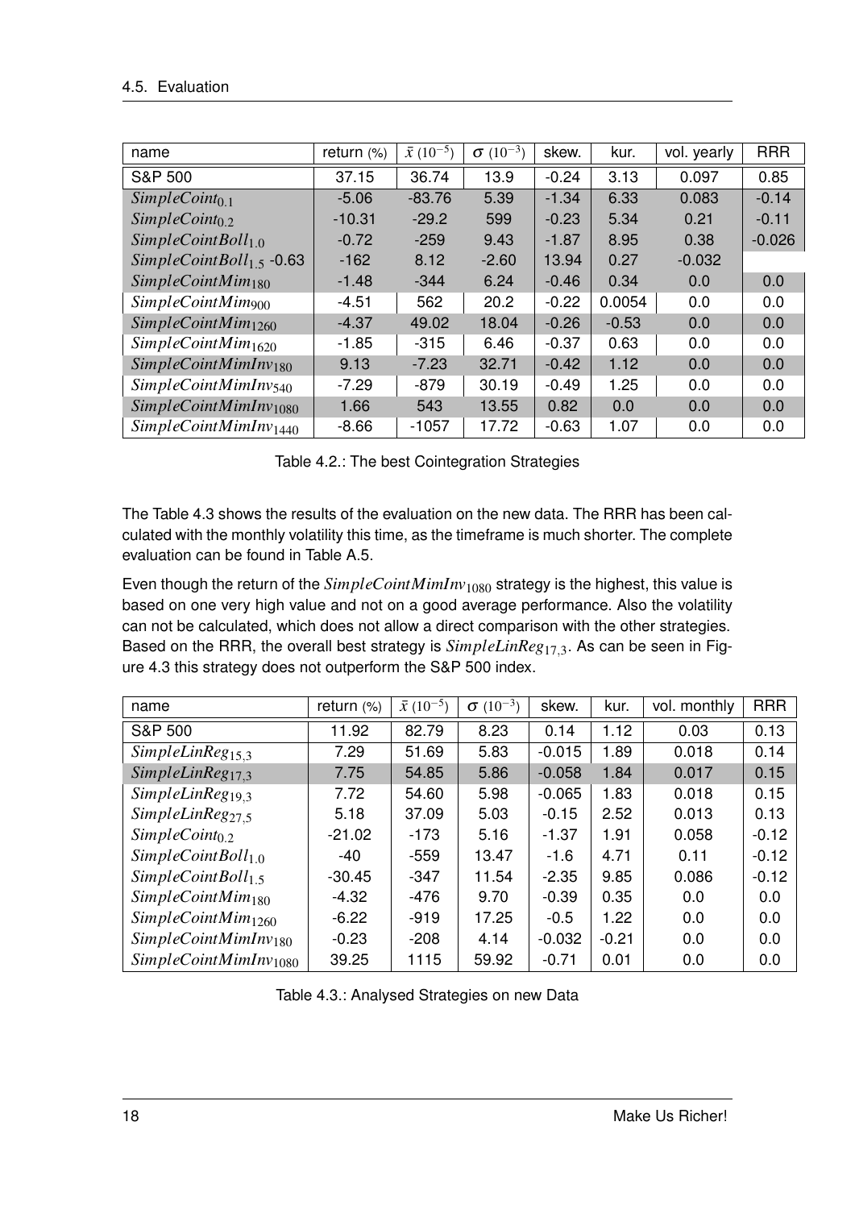| name | return (%) | $\bar{x}$ $(10^{-5})$ | $\sigma$ $(10^{-3})$ | skew. | kur. | vol. yearly | RRR |
|---|---|---|---|---|---|---|---|
| S&P 500 | 37.15 | 36.74 | 13.9 | -0.24 | 3.13 | 0.097 | 0.85 |
| $SimpleCoint_{0.1}$ | -5.06 | -83.76 | 5.39 | -1.34 | 6.33 | 0.083 | -0.14 |
| $SimpleCoint_{0.2}$ | -10.31 | -29.2 | 599 | -0.23 | 5.34 | 0.21 | -0.11 |
| $SimpleCointBoll_{1.0}$ | -0.72 | -259 | 9.43 | -1.87 | 8.95 | 0.38 | -0.026 |
| $SimpleCointBoll_{1.5}$ -0.63 | -162 | 8.12 | -2.60 | 13.94 | 0.27 | -0.032 | |
| $SimpleCointMim_{180}$ | -1.48 | -344 | 6.24 | -0.46 | 0.34 | 0.0 | 0.0 |
| $SimpleCointMim_{900}$ | -4.51 | 562 | 20.2 | -0.22 | 0.0054 | 0.0 | 0.0 |
| $SimpleCointMim_{1260}$ | -4.37 | 49.02 | 18.04 | -0.26 | -0.53 | 0.0 | 0.0 |
| $SimpleCointMim_{1620}$ | -1.85 | -315 | 6.46 | -0.37 | 0.63 | 0.0 | 0.0 |
| $SimpleCointMimInv_{180}$ | 9.13 | -7.23 | 32.71 | -0.42 | 1.12 | 0.0 | 0.0 |
| $SimpleCointMimInv_{540}$ | -7.29 | -879 | 30.19 | -0.49 | 1.25 | 0.0 | 0.0 |
| $SimpleCointMimInv_{1080}$ | 1.66 | 543 | 13.55 | 0.82 | 0.0 | 0.0 | 0.0 |
| $SimpleCointMimInv_{1440}$ | -8.66 | -1057 | 17.72 | -0.63 | 1.07 | 0.0 | 0.0 |

Table 4.2.: The best Cointegration Strategies

The Table 4.3 shows the results of the evaluation on the new data. The RRR has been calculated with the monthly volatility this time, as the timeframe is much shorter. The complete evaluation can be found in Table A.5.

Even though the return of the $SimpleCointMimInv_{1080}$ strategy is the highest, this value is based on one very high value and not on a good average performance. Also the volatility can not be calculated, which does not allow a direct comparison with the other strategies. Based on the RRR, the overall best strategy is $SimpleLinReg_{17,3}$. As can be seen in Figure 4.3 this strategy does not outperform the S&P 500 index.

| name | return (%) | $\bar{x}$ $(10^{-5})$ | $\sigma$ $(10^{-3})$ | skew. | kur. | vol. monthly | RRR |
|---|---|---|---|---|---|---|---|
| S&P 500 | 11.92 | 82.79 | 8.23 | 0.14 | 1.12 | 0.03 | 0.13 |
| $SimpleLinReg_{15,3}$ | 7.29 | 51.69 | 5.83 | -0.015 | 1.89 | 0.018 | 0.14 |
| $SimpleLinReg_{17,3}$ | 7.75 | 54.85 | 5.86 | -0.058 | 1.84 | 0.017 | 0.15 |
| $SimpleLinReg_{19,3}$ | 7.72 | 54.60 | 5.98 | -0.065 | 1.83 | 0.018 | 0.15 |
| $SimpleLinReg_{27,5}$ | 5.18 | 37.09 | 5.03 | -0.15 | 2.52 | 0.013 | 0.13 |
| $SimpleCoint_{0.2}$ | -21.02 | -173 | 5.16 | -1.37 | 1.91 | 0.058 | -0.12 |
| $SimpleCointBoll_{1.0}$ | -40 | -559 | 13.47 | -1.6 | 4.71 | 0.11 | -0.12 |
| $SimpleCointBoll_{1.5}$ | -30.45 | -347 | 11.54 | -2.35 | 9.85 | 0.086 | -0.12 |
| $SimpleCointMim_{180}$ | -4.32 | -476 | 9.70 | -0.39 | 0.35 | 0.0 | 0.0 |
| $SimpleCointMim_{1260}$ | -6.22 | -919 | 17.25 | -0.5 | 1.22 | 0.0 | 0.0 |
| $SimpleCointMimInv_{180}$ | -0.23 | -208 | 4.14 | -0.032 | -0.21 | 0.0 | 0.0 |
| $SimpleCointMimInv_{1080}$ | 39.25 | 1115 | 59.92 | -0.71 | 0.01 | 0.0 | 0.0 |

Table 4.3.: Analysed Strategies on new Data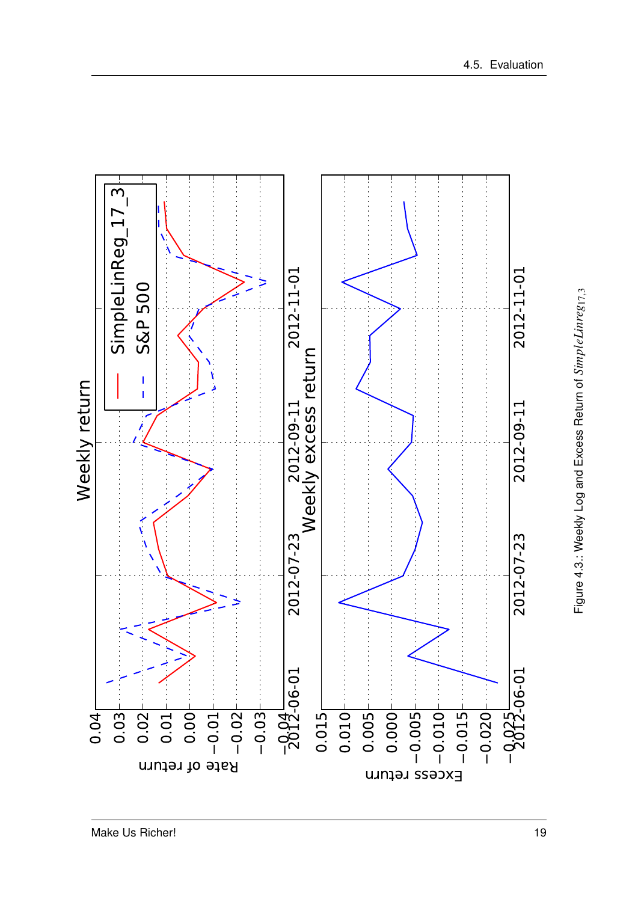Figure 4.3.: Weekly Log and Excess Return of $SimpleLinreg_{17,3}$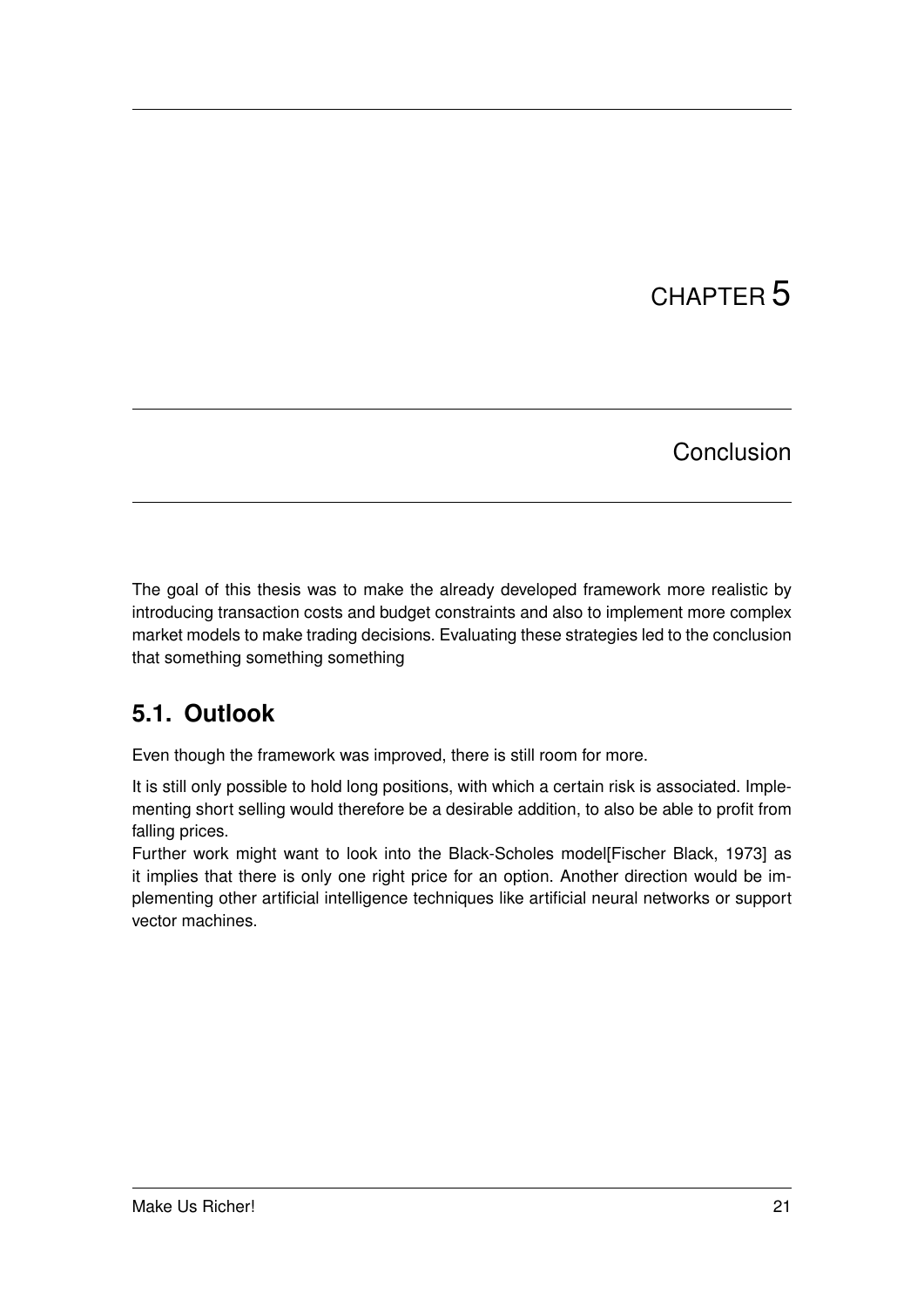# CHAPTER 5

# Conclusion

The goal of this thesis was to make the already developed framework more realistic by introducing transaction costs and budget constraints and also to implement more complex market models to make trading decisions. Evaluating these strategies led to the conclusion that something something something

## 5.1. Outlook

Even though the framework was improved, there is still room for more.

It is still only possible to hold long positions, with which a certain risk is associated. Implementing short selling would therefore be a desirable addition, to also be able to profit from falling prices.
Further work might want to look into the Black-Scholes model[Fischer Black, 1973] as it implies that there is only one right price for an option. Another direction would be implementing other artificial intelligence techniques like artificial neural networks or support vector machines.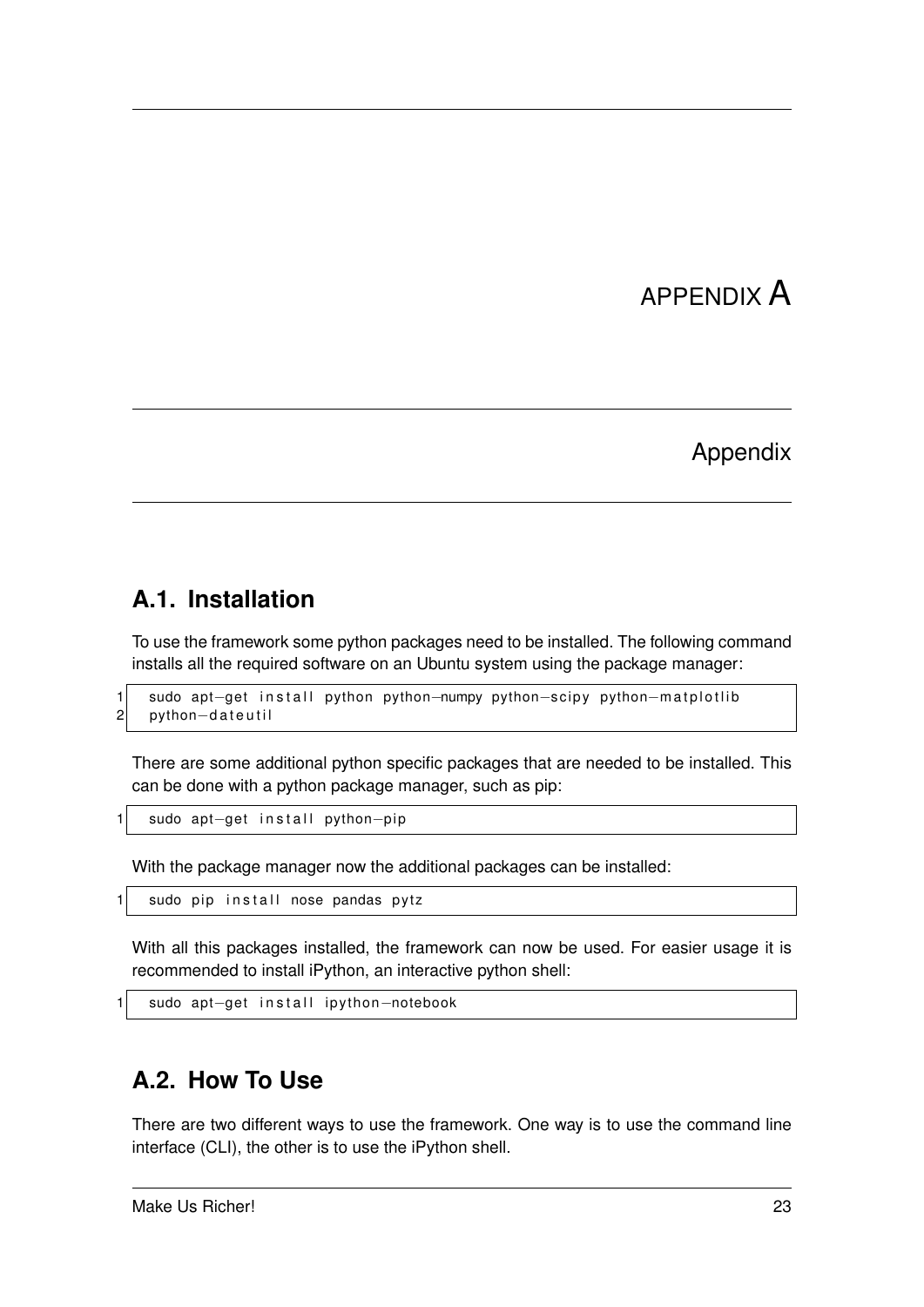# APPENDIX A

## Appendix

### A.1. Installation

To use the framework some python packages need to be installed. The following command installs all the required software on an Ubuntu system using the package manager:

```
sudo apt-get install python python-numpy python-scipy python-matplotlib
python-dateutil
```

There are some additional python specific packages that are needed to be installed. This can be done with a python package manager, such as pip:

```
sudo apt-get install python-pip
```

With the package manager now the additional packages can be installed:

```
sudo pip install nose pandas pytz
```

With all this packages installed, the framework can now be used. For easier usage it is recommended to install iPython, an interactive python shell:

```
sudo apt-get install ipython-notebook
```

### A.2. How To Use

There are two different ways to use the framework. One way is to use the command line interface (CLI), the other is to use the iPython shell.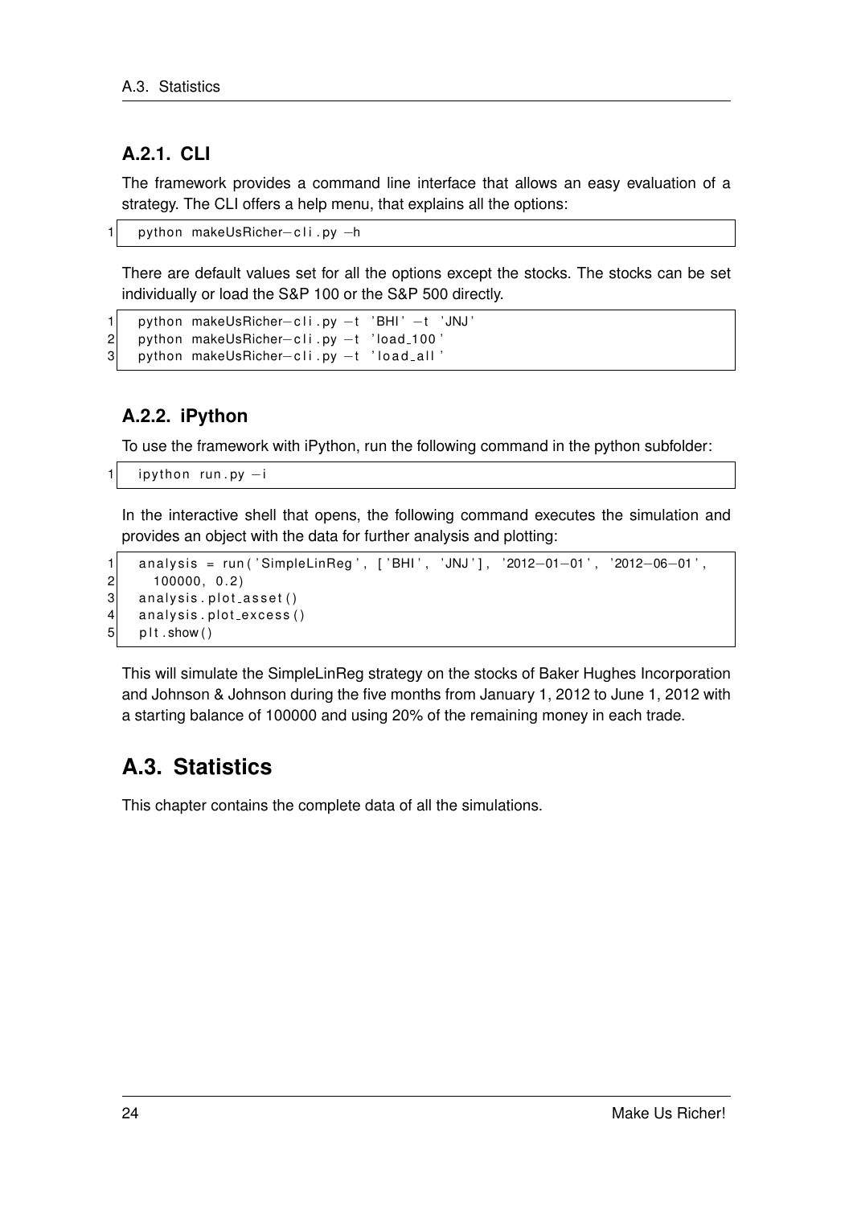### A.2.1. CLI

The framework provides a command line interface that allows an easy evaluation of a strategy. The CLI offers a help menu, that explains all the options:

```
python makeUsRicher-cli.py -h
```

There are default values set for all the options except the stocks. The stocks can be set individually or load the S&P 100 or the S&P 500 directly.

```
python makeUsRicher-cli.py -t 'BHI' -t 'JNJ'
python makeUsRicher-cli.py -t 'load_100'
python makeUsRicher-cli.py -t 'load_all'
```

### A.2.2. iPython

To use the framework with iPython, run the following command in the python subfolder:

```
ipython run.py -i
```

In the interactive shell that opens, the following command executes the simulation and provides an object with the data for further analysis and plotting:

```
analysis = run('SimpleLinReg', ['BHI', 'JNJ'], '2012-01-01', '2012-06-01',
    100000, 0.2)
analysis.plot_asset()
analysis.plot_excess()
plt.show()
```

This will simulate the SimpleLinReg strategy on the stocks of Baker Hughes Incorporation and Johnson & Johnson during the five months from January 1, 2012 to June 1, 2012 with a starting balance of 100000 and using 20% of the remaining money in each trade.

## A.3. Statistics

This chapter contains the complete data of all the simulations.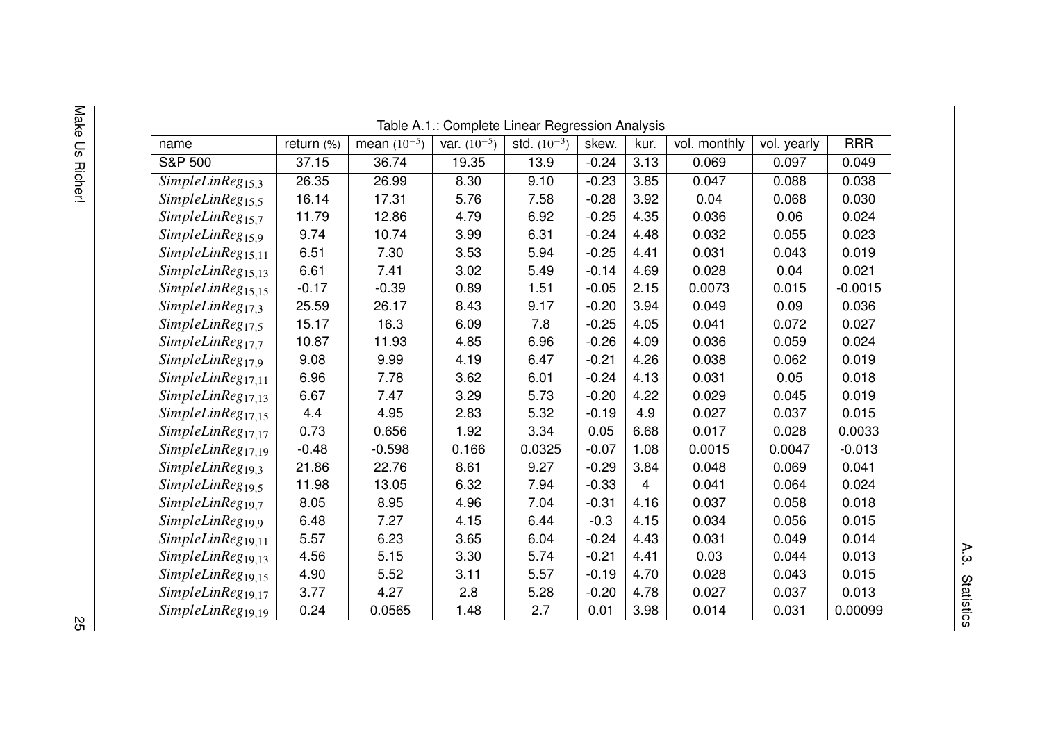Table A.1.: Complete Linear Regression Analysis

| name | return (%) | mean ($10^{-5}$) | var. ($10^{-5}$) | std. ($10^{-3}$) | skew. | kur. | vol. monthly | vol. yearly | RRR |
|---|---|---|---|---|---|---|---|---|---|
| S&P 500 | 37.15 | 36.74 | 19.35 | 13.9 | -0.24 | 3.13 | 0.069 | 0.097 | 0.049 |
| $SimpleLinReg_{15,3}$ | 26.35 | 26.99 | 8.30 | 9.10 | -0.23 | 3.85 | 0.047 | 0.088 | 0.038 |
| $SimpleLinReg_{15,5}$ | 16.14 | 17.31 | 5.76 | 7.58 | -0.28 | 3.92 | 0.04 | 0.068 | 0.030 |
| $SimpleLinReg_{15,7}$ | 11.79 | 12.86 | 4.79 | 6.92 | -0.25 | 4.35 | 0.036 | 0.06 | 0.024 |
| $SimpleLinReg_{15,9}$ | 9.74 | 10.74 | 3.99 | 6.31 | -0.24 | 4.48 | 0.032 | 0.055 | 0.023 |
| $SimpleLinReg_{15,11}$ | 6.51 | 7.30 | 3.53 | 5.94 | -0.25 | 4.41 | 0.031 | 0.043 | 0.019 |
| $SimpleLinReg_{15,13}$ | 6.61 | 7.41 | 3.02 | 5.49 | -0.14 | 4.69 | 0.028 | 0.04 | 0.021 |
| $SimpleLinReg_{15,15}$ | -0.17 | -0.39 | 0.89 | 1.51 | -0.05 | 2.15 | 0.0073 | 0.015 | -0.0015 |
| $SimpleLinReg_{17,3}$ | 25.59 | 26.17 | 8.43 | 9.17 | -0.20 | 3.94 | 0.049 | 0.09 | 0.036 |
| $SimpleLinReg_{17,5}$ | 15.17 | 16.3 | 6.09 | 7.8 | -0.25 | 4.05 | 0.041 | 0.072 | 0.027 |
| $SimpleLinReg_{17,7}$ | 10.87 | 11.93 | 4.85 | 6.96 | -0.26 | 4.09 | 0.036 | 0.059 | 0.024 |
| $SimpleLinReg_{17,9}$ | 9.08 | 9.99 | 4.19 | 6.47 | -0.21 | 4.26 | 0.038 | 0.062 | 0.019 |
| $SimpleLinReg_{17,11}$ | 6.96 | 7.78 | 3.62 | 6.01 | -0.24 | 4.13 | 0.031 | 0.05 | 0.018 |
| $SimpleLinReg_{17,13}$ | 6.67 | 7.47 | 3.29 | 5.73 | -0.20 | 4.22 | 0.029 | 0.045 | 0.019 |
| $SimpleLinReg_{17,15}$ | 4.4 | 4.95 | 2.83 | 5.32 | -0.19 | 4.9 | 0.027 | 0.037 | 0.015 |
| $SimpleLinReg_{17,17}$ | 0.73 | 0.656 | 1.92 | 3.34 | 0.05 | 6.68 | 0.017 | 0.028 | 0.0033 |
| $SimpleLinReg_{17,19}$ | -0.48 | -0.598 | 0.166 | 0.0325 | -0.07 | 1.08 | 0.0015 | 0.0047 | -0.013 |
| $SimpleLinReg_{19,3}$ | 21.86 | 22.76 | 8.61 | 9.27 | -0.29 | 3.84 | 0.048 | 0.069 | 0.041 |
| $SimpleLinReg_{19,5}$ | 11.98 | 13.05 | 6.32 | 7.94 | -0.33 | 4 | 0.041 | 0.064 | 0.024 |
| $SimpleLinReg_{19,7}$ | 8.05 | 8.95 | 4.96 | 7.04 | -0.31 | 4.16 | 0.037 | 0.058 | 0.018 |
| $SimpleLinReg_{19,9}$ | 6.48 | 7.27 | 4.15 | 6.44 | -0.3 | 4.15 | 0.034 | 0.056 | 0.015 |
| $SimpleLinReg_{19,11}$ | 5.57 | 6.23 | 3.65 | 6.04 | -0.24 | 4.43 | 0.031 | 0.049 | 0.014 |
| $SimpleLinReg_{19,13}$ | 4.56 | 5.15 | 3.30 | 5.74 | -0.21 | 4.41 | 0.03 | 0.044 | 0.013 |
| $SimpleLinReg_{19,15}$ | 4.90 | 5.52 | 3.11 | 5.57 | -0.19 | 4.70 | 0.028 | 0.043 | 0.015 |
| $SimpleLinReg_{19,17}$ | 3.77 | 4.27 | 2.8 | 5.28 | -0.20 | 4.78 | 0.027 | 0.037 | 0.013 |
| $SimpleLinReg_{19,19}$ | 0.24 | 0.0565 | 1.48 | 2.7 | 0.01 | 3.98 | 0.014 | 0.031 | 0.00099 |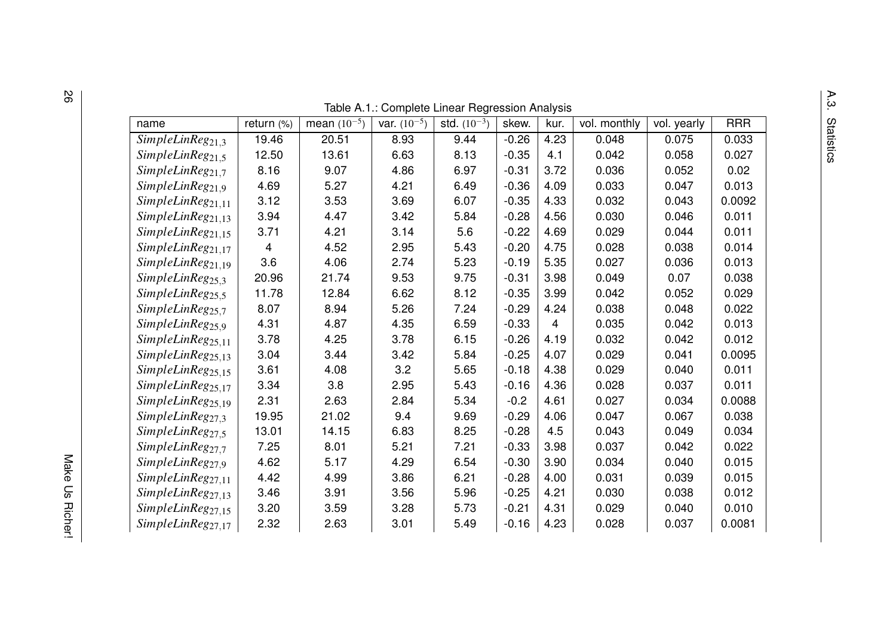Table A.1.: Complete Linear Regression Analysis

| name | return (%) | mean ($10^{-5}$) | var. ($10^{-5}$) | std. ($10^{-3}$) | skew. | kur. | vol. monthly | vol. yearly | RRR |
|---|---|---|---|---|---|---|---|---|---|
| $SimpleLinReg_{21,3}$ | 19.46 | 20.51 | 8.93 | 9.44 | -0.26 | 4.23 | 0.048 | 0.075 | 0.033 |
| $SimpleLinReg_{21,5}$ | 12.50 | 13.61 | 6.63 | 8.13 | -0.35 | 4.1 | 0.042 | 0.058 | 0.027 |
| $SimpleLinReg_{21,7}$ | 8.16 | 9.07 | 4.86 | 6.97 | -0.31 | 3.72 | 0.036 | 0.052 | 0.02 |
| $SimpleLinReg_{21,9}$ | 4.69 | 5.27 | 4.21 | 6.49 | -0.36 | 4.09 | 0.033 | 0.047 | 0.013 |
| $SimpleLinReg_{21,11}$ | 3.12 | 3.53 | 3.69 | 6.07 | -0.35 | 4.33 | 0.032 | 0.043 | 0.0092 |
| $SimpleLinReg_{21,13}$ | 3.94 | 4.47 | 3.42 | 5.84 | -0.28 | 4.56 | 0.030 | 0.046 | 0.011 |
| $SimpleLinReg_{21,15}$ | 3.71 | 4.21 | 3.14 | 5.6 | -0.22 | 4.69 | 0.029 | 0.044 | 0.011 |
| $SimpleLinReg_{21,17}$ | 4 | 4.52 | 2.95 | 5.43 | -0.20 | 4.75 | 0.028 | 0.038 | 0.014 |
| $SimpleLinReg_{21,19}$ | 3.6 | 4.06 | 2.74 | 5.23 | -0.19 | 5.35 | 0.027 | 0.036 | 0.013 |
| $SimpleLinReg_{25,3}$ | 20.96 | 21.74 | 9.53 | 9.75 | -0.31 | 3.98 | 0.049 | 0.07 | 0.038 |
| $SimpleLinReg_{25,5}$ | 11.78 | 12.84 | 6.62 | 8.12 | -0.35 | 3.99 | 0.042 | 0.052 | 0.029 |
| $SimpleLinReg_{25,7}$ | 8.07 | 8.94 | 5.26 | 7.24 | -0.29 | 4.24 | 0.038 | 0.048 | 0.022 |
| $SimpleLinReg_{25,9}$ | 4.31 | 4.87 | 4.35 | 6.59 | -0.33 | 4 | 0.035 | 0.042 | 0.013 |
| $SimpleLinReg_{25,11}$ | 3.78 | 4.25 | 3.78 | 6.15 | -0.26 | 4.19 | 0.032 | 0.042 | 0.012 |
| $SimpleLinReg_{25,13}$ | 3.04 | 3.44 | 3.42 | 5.84 | -0.25 | 4.07 | 0.029 | 0.041 | 0.0095 |
| $SimpleLinReg_{25,15}$ | 3.61 | 4.08 | 3.2 | 5.65 | -0.18 | 4.38 | 0.029 | 0.040 | 0.011 |
| $SimpleLinReg_{25,17}$ | 3.34 | 3.8 | 2.95 | 5.43 | -0.16 | 4.36 | 0.028 | 0.037 | 0.011 |
| $SimpleLinReg_{25,19}$ | 2.31 | 2.63 | 2.84 | 5.34 | -0.2 | 4.61 | 0.027 | 0.034 | 0.0088 |
| $SimpleLinReg_{27,3}$ | 19.95 | 21.02 | 9.4 | 9.69 | -0.29 | 4.06 | 0.047 | 0.067 | 0.038 |
| $SimpleLinReg_{27,5}$ | 13.01 | 14.15 | 6.83 | 8.25 | -0.28 | 4.5 | 0.043 | 0.049 | 0.034 |
| $SimpleLinReg_{27,7}$ | 7.25 | 8.01 | 5.21 | 7.21 | -0.33 | 3.98 | 0.037 | 0.042 | 0.022 |
| $SimpleLinReg_{27,9}$ | 4.62 | 5.17 | 4.29 | 6.54 | -0.30 | 3.90 | 0.034 | 0.040 | 0.015 |
| $SimpleLinReg_{27,11}$ | 4.42 | 4.99 | 3.86 | 6.21 | -0.28 | 4.00 | 0.031 | 0.039 | 0.015 |
| $SimpleLinReg_{27,13}$ | 3.46 | 3.91 | 3.56 | 5.96 | -0.25 | 4.21 | 0.030 | 0.038 | 0.012 |
| $SimpleLinReg_{27,15}$ | 3.20 | 3.59 | 3.28 | 5.73 | -0.21 | 4.31 | 0.029 | 0.040 | 0.010 |
| $SimpleLinReg_{27,17}$ | 2.32 | 2.63 | 3.01 | 5.49 | -0.16 | 4.23 | 0.028 | 0.037 | 0.0081 |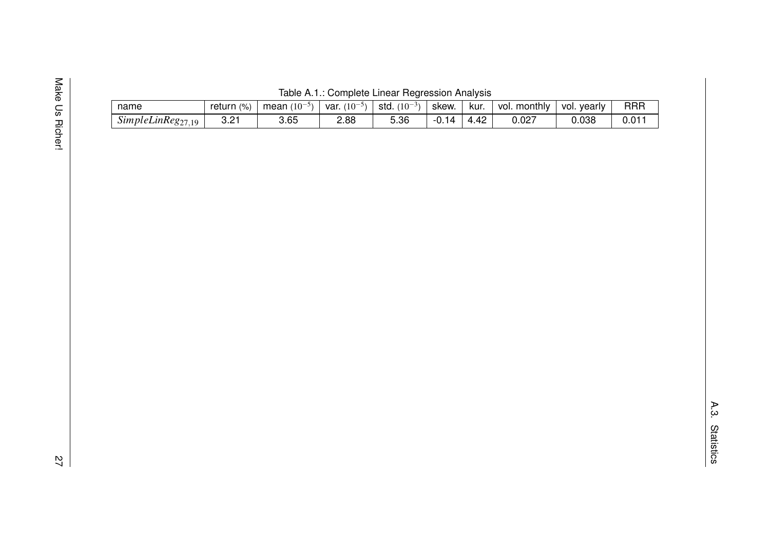Table A.1.: Complete Linear Regression Analysis

| name | return (%) | mean $(10^{-5})$ | var. $(10^{-5})$ | std. $(10^{-3})$ | skew. | kur. | vol. monthly | vol. yearly | RRR |
|---|---|---|---|---|---|---|---|---|---|
| $SimpleLinReg_{27,19}$ | 3.21 | 3.65 | 2.88 | 5.36 | -0.14 | 4.42 | 0.027 | 0.038 | 0.011 |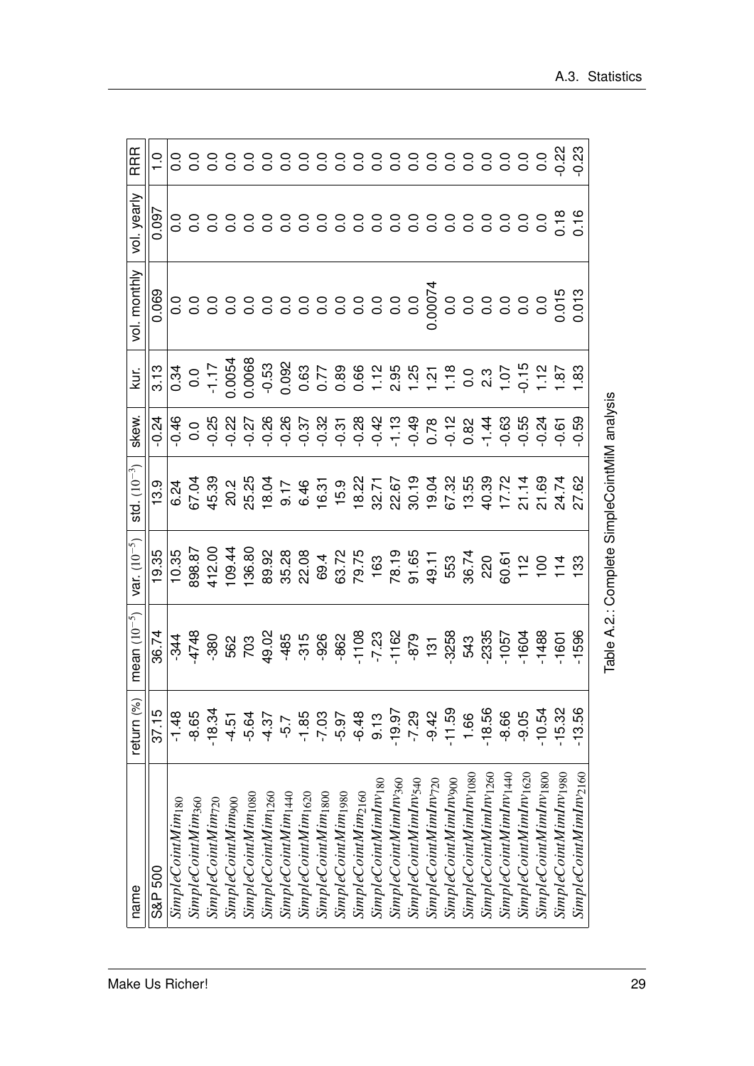| name | return (%) | mean $(10^{-5})$ | var. $(10^{-5})$ | std. $(10^{-3})$ | skew. | kur. | vol. monthly | vol. yearly | RRR |
|---|---|---|---|---|---|---|---|---|---|
| S&P 500 | 37.15 | 36.74 | 19.35 | 13.9 | -0.24 | 3.13 | 0.069 | 0.097 | 1.0 |
| $SimpleCointMim_{180}$ | -1.48 | -344 | 10.35 | 6.24 | -0.46 | 0.34 | 0.0 | 0.0 | 0.0 |
| $SimpleCointMim_{360}$ | -8.65 | -4748 | 898.87 | 67.04 | 0.0 | 0.0 | 0.0 | 0.0 | 0.0 |
| $SimpleCointMim_{720}$ | -18.34 | -380 | 412.00 | 45.39 | -0.25 | -1.17 | 0.0 | 0.0 | 0.0 |
| $SimpleCointMim_{900}$ | -4.51 | 562 | 109.44 | 20.2 | -0.22 | 0.0054 | 0.0 | 0.0 | 0.0 |
| $SimpleCointMim_{1080}$ | -5.64 | 703 | 136.80 | 25.25 | -0.27 | 0.0068 | 0.0 | 0.0 | 0.0 |
| $SimpleCointMim_{1260}$ | -4.37 | 49.02 | 89.92 | 18.04 | -0.26 | -0.53 | 0.0 | 0.0 | 0.0 |
| $SimpleCointMim_{1440}$ | -5.7 | -485 | 35.28 | 9.17 | -0.26 | 0.092 | 0.0 | 0.0 | 0.0 |
| $SimpleCointMim_{1620}$ | -1.85 | -315 | 22.08 | 6.46 | -0.37 | 0.63 | 0.0 | 0.0 | 0.0 |
| $SimpleCointMim_{1800}$ | -7.03 | -926 | 69.4 | 16.31 | -0.32 | 0.77 | 0.0 | 0.0 | 0.0 |
| $SimpleCointMim_{1980}$ | -5.97 | -862 | 63.72 | 15.9 | -0.31 | 0.89 | 0.0 | 0.0 | 0.0 |
| $SimpleCointMim_{2160}$ | -6.48 | -1108 | 79.75 | 18.22 | -0.28 | 0.66 | 0.0 | 0.0 | 0.0 |
| $SimpleCointMimInv_{180}$ | 9.13 | -7.23 | 163 | 32.71 | -0.42 | 1.12 | 0.0 | 0.0 | 0.0 |
| $SimpleCointMimInv_{360}$ | -19.97 | -1162 | 78.19 | 22.67 | -1.13 | 2.95 | 0.0 | 0.0 | 0.0 |
| $SimpleCointMimInv_{540}$ | -7.29 | -879 | 91.65 | 30.19 | -0.49 | 1.25 | 0.0 | 0.0 | 0.0 |
| $SimpleCointMimInv_{720}$ | -9.42 | 131 | 49.11 | 19.04 | 0.78 | 1.21 | 0.00074 | 0.0 | 0.0 |
| $SimpleCointMimInv_{900}$ | -11.59 | -3258 | 553 | 67.32 | -0.12 | 1.18 | 0.0 | 0.0 | 0.0 |
| $SimpleCointMimInv_{1080}$ | 1.66 | 543 | 36.74 | 13.55 | 0.82 | 0.0 | 0.0 | 0.0 | 0.0 |
| $SimpleCointMimInv_{1260}$ | -18.56 | -2335 | 220 | 40.39 | -1.44 | 2.3 | 0.0 | 0.0 | 0.0 |
| $SimpleCointMimInv_{1440}$ | -8.66 | -1057 | 60.61 | 17.72 | -0.63 | 1.07 | 0.0 | 0.0 | 0.0 |
| $SimpleCointMimInv_{1620}$ | -9.05 | -1604 | 112 | 21.14 | -0.55 | -0.15 | 0.0 | 0.0 | 0.0 |
| $SimpleCointMimInv_{1800}$ | -10.54 | -1488 | 100 | 21.69 | -0.24 | 1.12 | 0.0 | 0.0 | 0.0 |
| $SimpleCointMimInv_{1980}$ | -15.32 | -1601 | 114 | 24.74 | -0.61 | 1.87 | 0.015 | 0.18 | -0.22 |
| $SimpleCointMimInv_{2160}$ | -13.56 | -1596 | 133 | 27.62 | -0.59 | 1.83 | 0.013 | 0.16 | -0.23 |

Table A.2.: Complete SimpleCointMIM analysis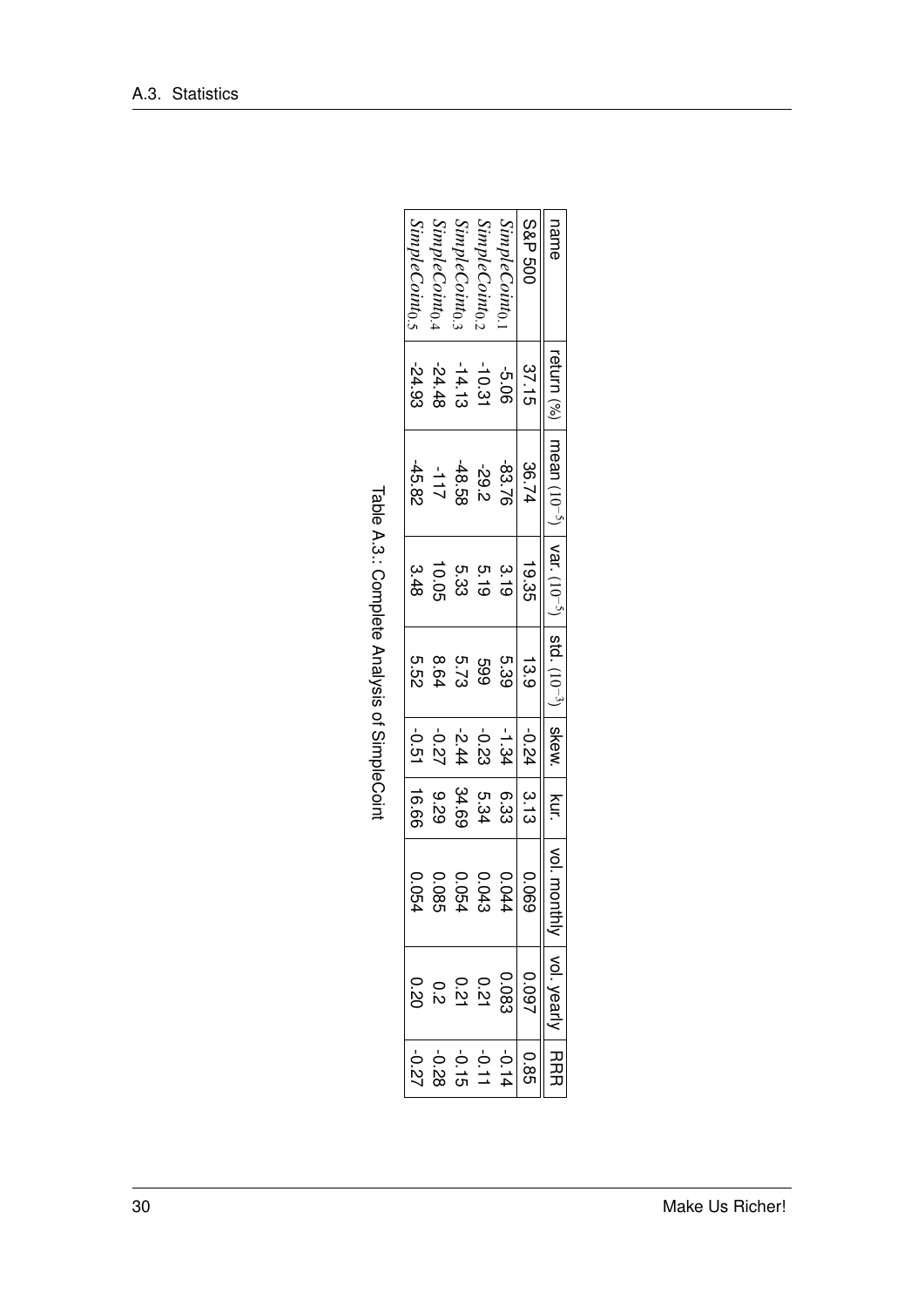| name | return (%) | mean ($10^{-5}$) | var. ($10^{-5}$) | std. ($10^{-3}$) | skew. | kur. | vol. monthly | vol. yearly | RRR |
|---|---|---|---|---|---|---|---|---|---|
| S&P 500 | 37.15 | 36.74 | 19.35 | 13.9 | -0.24 | 3.13 | 0.069 | 0.097 | 0.85 |
| $SimpleCoint_{0.1}$ | -5.06 | -83.76 | 3.19 | 5.39 | -1.34 | 6.33 | 0.044 | 0.083 | -0.14 |
| $SimpleCoint_{0.2}$ | -10.31 | -29.2 | 5.19 | 599 | -0.23 | 5.34 | 0.043 | 0.21 | -0.11 |
| $SimpleCoint_{0.3}$ | -14.13 | -48.58 | 5.33 | 5.73 | -2.44 | 34.69 | 0.054 | 0.21 | -0.15 |
| $SimpleCoint_{0.4}$ | -24.48 | -117 | 10.05 | 8.64 | -0.27 | 9.29 | 0.085 | 0.2 | -0.28 |
| $SimpleCoint_{0.5}$ | -24.93 | -45.82 | 3.48 | 5.52 | -0.51 | 16.66 | 0.054 | 0.20 | -0.27 |

Table A.3.: Complete Analysis of SimpleCoint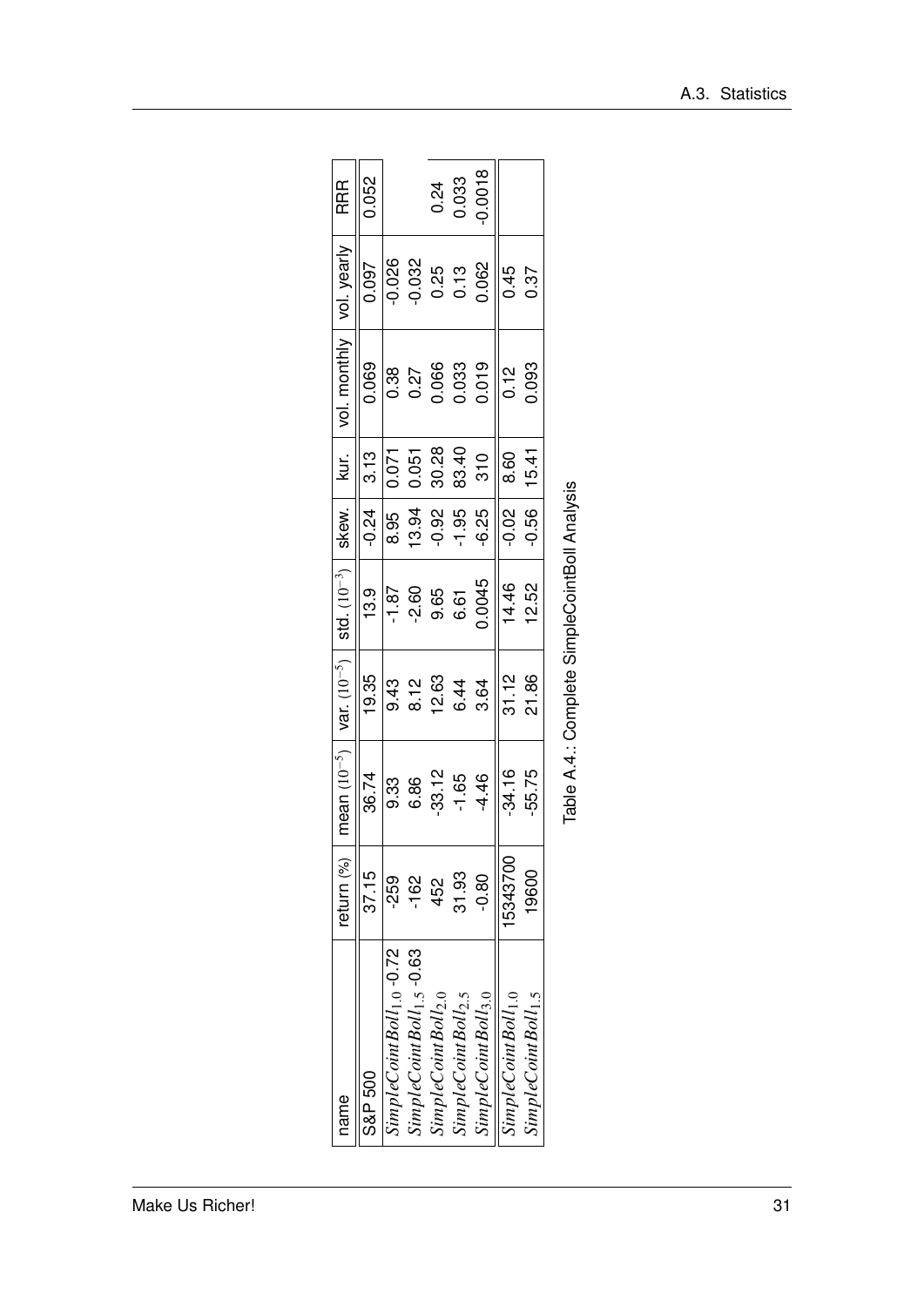| name | return (%) | mean $(10^{-5})$ | var. $(10^{-5})$ | std. $(10^{-3})$ | skew. | kur. | vol. monthly | vol. yearly | RRR |
|---|---|---|---|---|---|---|---|---|---|
| S&P 500 | 37.15 | 36.74 | 19.35 | 13.9 | -0.24 | 3.13 | 0.069 | 0.097 | 0.052 |
| $SimpleCointBoll_{1.0}$ -0.72 | -259 | 9.33 | 9.43 | -1.87 | 8.95 | 0.071 | 0.38 | -0.026 | |
| $SimpleCointBoll_{1.5}$ -0.63 | -162 | 6.86 | 8.12 | -2.60 | 13.94 | 0.051 | 0.27 | -0.032 | |
| $SimpleCointBoll_{2.0}$ | 452 | -33.12 | 12.63 | 9.65 | -0.92 | 30.28 | 0.066 | 0.25 | 0.24 |
| $SimpleCointBoll_{2.5}$ | 31.93 | -1.65 | 6.44 | 6.61 | -1.95 | 83.40 | 0.033 | 0.13 | 0.033 |
| $SimpleCointBoll_{3.0}$ | -0.80 | -4.46 | 3.64 | 0.0045 | -6.25 | 310 | 0.019 | 0.062 | -0.0018 |
| $SimpleCointBoll_{1.0}$ | 15343700 | -34.16 | 31.12 | 14.46 | -0.02 | 8.60 | 0.12 | 0.45 | |
| $SimpleCointBoll_{1.5}$ | 19600 | -55.75 | 21.86 | 12.52 | -0.56 | 15.41 | 0.093 | 0.37 | |

Table A.4.: Complete SimpleCointBoll Analysis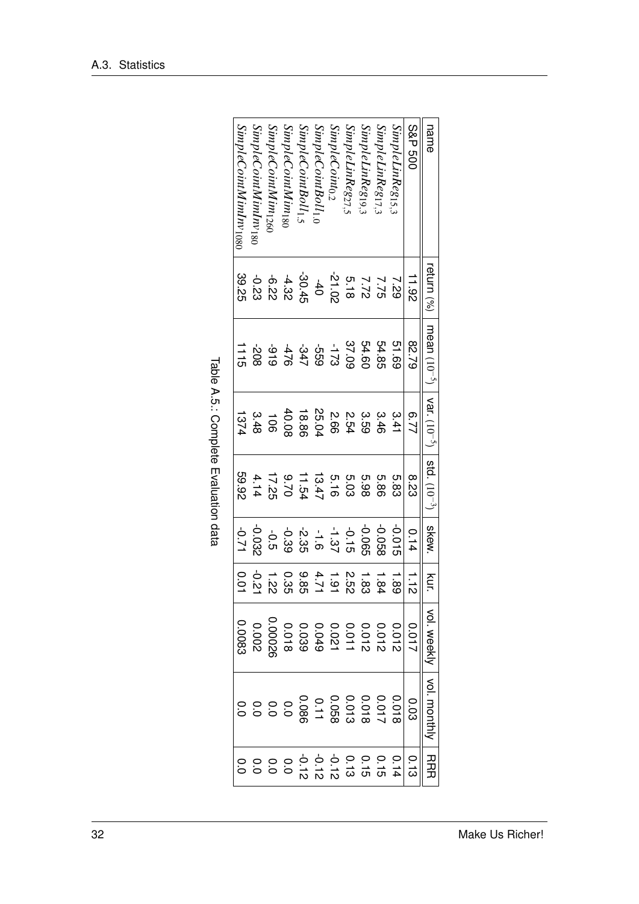| name | return (%) | mean ($10^{-5}$) | var. ($10^{-5}$) | std. ($10^{-3}$) | skew. | kur. | vol. weekly | vol. monthly | RRR |
|---|---|---|---|---|---|---|---|---|---|
| S&P 500 | 11.92 | 82.79 | 6.77 | 8.23 | 0.14 | 1.12 | 0.017 | 0.03 | 0.13 |
| $SimpleLinReg_{15,3}$ | 7.29 | 51.69 | 3.41 | 5.83 | -0.015 | 1.89 | 0.012 | 0.018 | 0.14 |
| $SimpleLinReg_{17,3}$ | 7.75 | 54.85 | 3.46 | 5.86 | -0.058 | 1.84 | 0.012 | 0.017 | 0.15 |
| $SimpleLinReg_{19,3}$ | 7.72 | 54.60 | 3.59 | 5.98 | -0.065 | 1.83 | 0.012 | 0.018 | 0.15 |
| $SimpleLinReg_{27,5}$ | 5.18 | 37.09 | 2.54 | 5.03 | -0.15 | 2.52 | 0.011 | 0.013 | 0.13 |
| $SimpleCoint_{0,2}$ | -21.02 | -173 | 2.66 | 5.16 | -1.37 | 1.91 | 0.021 | 0.058 | -0.12 |
| $SimpleCointBoll_{1,0}$ | -40 | -559 | 25.04 | 13.47 | -1.6 | 4.71 | 0.049 | 0.11 | -0.12 |
| $SimpleCointBoll_{1,5}$ | -30.45 | -347 | 18.86 | 11.54 | -2.35 | 9.85 | 0.039 | 0.086 | -0.12 |
| $SimpleCointMim_{180}$ | -4.32 | -476 | 40.08 | 9.70 | -0.39 | 0.35 | 0.018 | 0.0 | 0.0 |
| $SimpleCointMim_{1260}$ | -6.22 | -919 | 106 | 17.25 | -0.5 | 1.22 | 0.00026 | 0.0 | 0.0 |
| $SimpleCointMimInv_{180}$ | -0.23 | -208 | 3.48 | 4.14 | -0.032 | -0.21 | 0.002 | 0.0 | 0.0 |
| $SimpleCointMimInv_{1080}$ | 39.25 | 1115 | 1374 | 59.92 | -0.71 | 0.01 | 0.0083 | 0.0 | 0.0 |

Table A.5.: Complete Evaluation data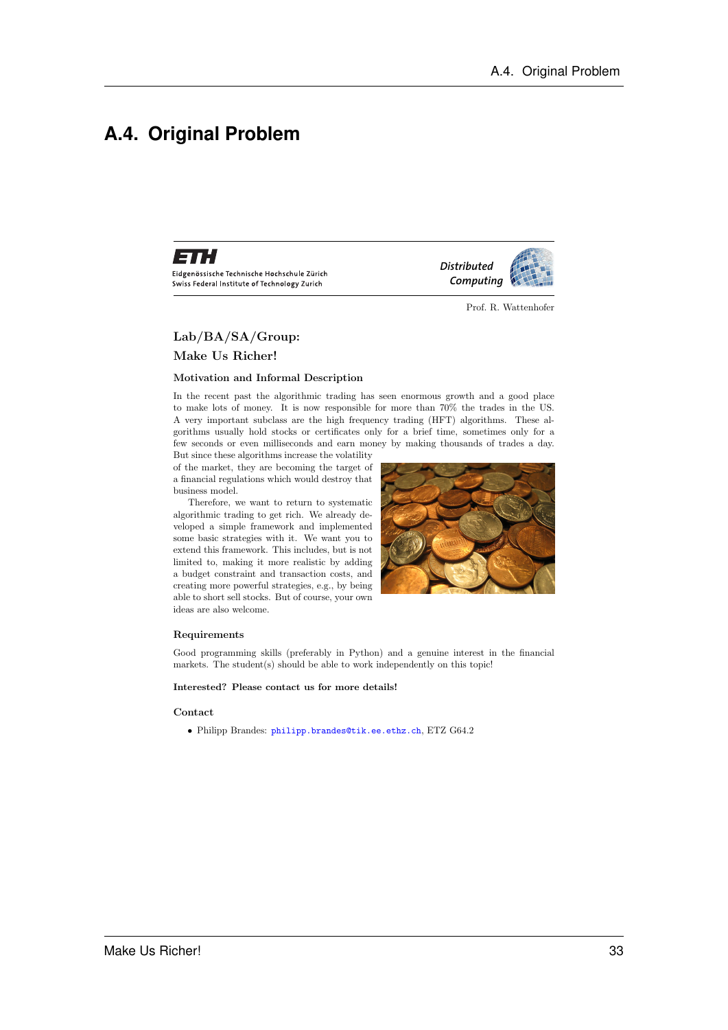## A.4. Original Problem

**ETH** Eidgenössische Technische Hochschule Zürich
Swiss Federal Institute of Technology Zurich

*Distributed Computing*

Prof. R. Wattenhofer

### Lab/BA/SA/Group:
### Make Us Richer!

#### Motivation and Informal Description

In the recent past the algorithmic trading has seen enormous growth and a good place to make lots of money. It is now responsible for more than 70% the trades in the US. A very important subclass are the high frequency trading (HFT) algorithms. These algorithms usually hold stocks or certificates only for a brief time, sometimes only for a few seconds or even milliseconds and earn money by making thousands of trades a day. But since these algorithms increase the volatility of the market, they are becoming the target of a financial regulations which would destroy that business model.

Therefore, we want to return to systematic algorithmic trading to get rich. We already developed a simple framework and implemented some basic strategies with it. We want you to extend this framework. This includes, but is not limited to, making it more realistic by adding a budget constraint and transaction costs, and creating more powerful strategies, e.g., by being able to short sell stocks. But of course, your own ideas are also welcome.

#### Requirements

Good programming skills (preferably in Python) and a genuine interest in the financial markets. The student(s) should be able to work independently on this topic!

**Interested? Please contact us for more details!**

#### Contact

- Philipp Brandes: philipp.brandes@tik.ee.ethz.ch, ETZ G64.2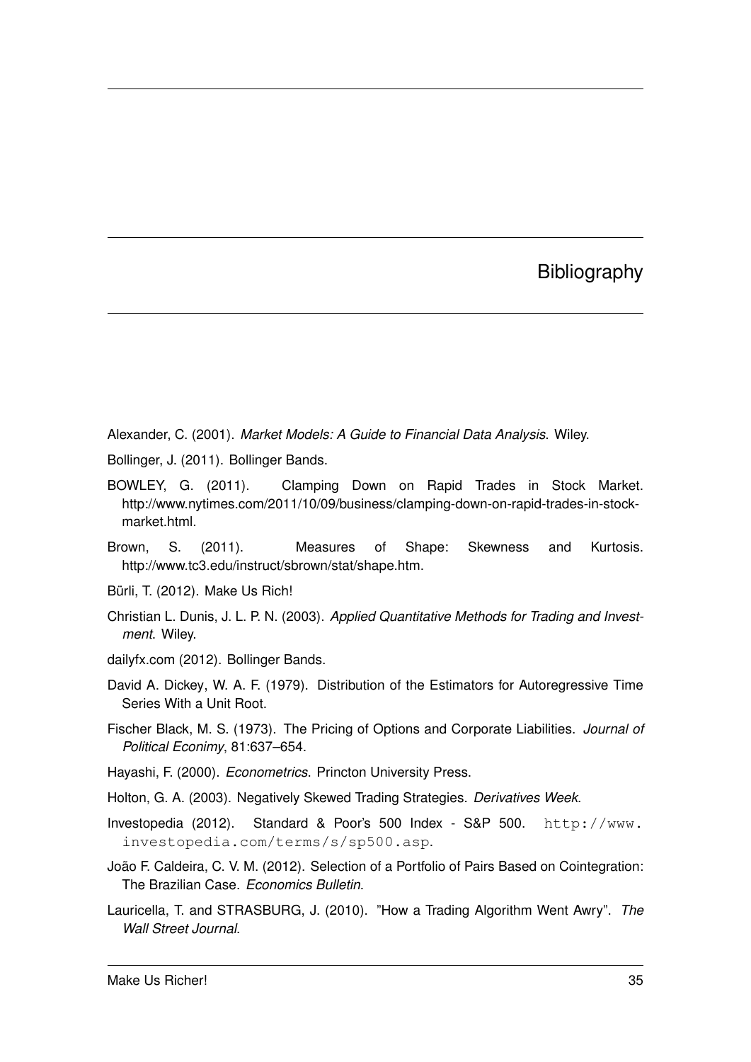# Bibliography

Alexander, C. (2001). *Market Models: A Guide to Financial Data Analysis*. Wiley.

Bollinger, J. (2011). Bollinger Bands.

BOWLEY, G. (2011). Clamping Down on Rapid Trades in Stock Market. http://www.nytimes.com/2011/10/09/business/clamping-down-on-rapid-trades-in-stock-market.html.

Brown, S. (2011). Measures of Shape: Skewness and Kurtosis. http://www.tc3.edu/instruct/sbrown/stat/shape.htm.

Bürli, T. (2012). Make Us Rich!

Christian L. Dunis, J. L. P. N. (2003). *Applied Quantitative Methods for Trading and Investment*. Wiley.

dailyfx.com (2012). Bollinger Bands.

David A. Dickey, W. A. F. (1979). Distribution of the Estimators for Autoregressive Time Series With a Unit Root.

Fischer Black, M. S. (1973). The Pricing of Options and Corporate Liabilities. *Journal of Political Econimy*, 81:637–654.

Hayashi, F. (2000). *Econometrics*. Princton University Press.

Holton, G. A. (2003). Negatively Skewed Trading Strategies. *Derivatives Week*.

Investopedia (2012). Standard & Poor's 500 Index - S&P 500. `http://www.investopedia.com/terms/s/sp500.asp`.

João F. Caldeira, C. V. M. (2012). Selection of a Portfolio of Pairs Based on Cointegration: The Brazilian Case. *Economics Bulletin*.

Lauricella, T. and STRASBURG, J. (2010). "How a Trading Algorithm Went Awry". *The Wall Street Journal*.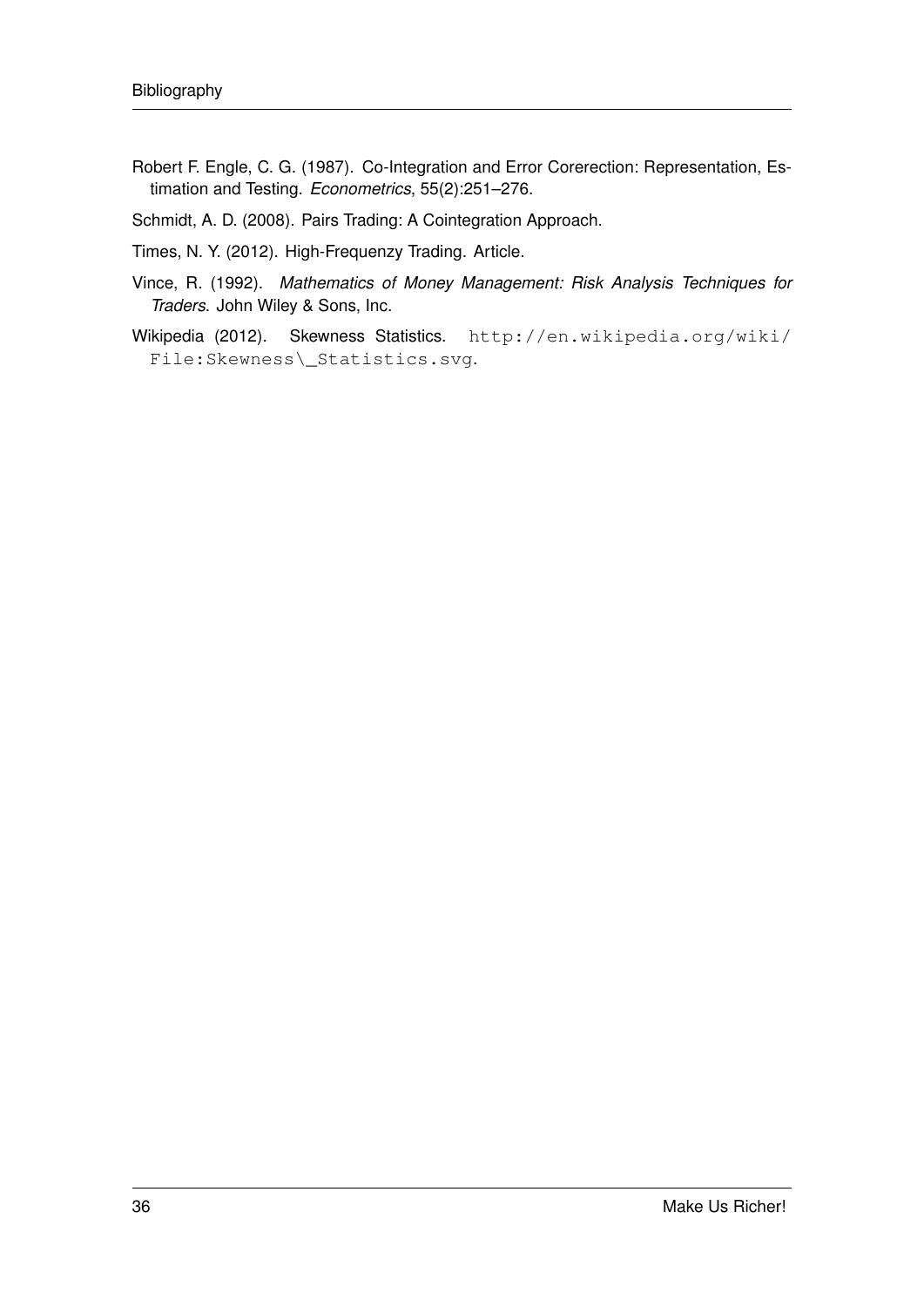Robert F. Engle, C. G. (1987). Co-Integration and Error Corerection: Representation, Estimation and Testing. *Econometrics*, 55(2):251–276.

Schmidt, A. D. (2008). Pairs Trading: A Cointegration Approach.

Times, N. Y. (2012). High-Frequenzy Trading. Article.

Vince, R. (1992). *Mathematics of Money Management: Risk Analysis Techniques for Traders*. John Wiley & Sons, Inc.

Wikipedia (2012). Skewness Statistics. `http://en.wikipedia.org/wiki/File:Skewness\_Statistics.svg`.